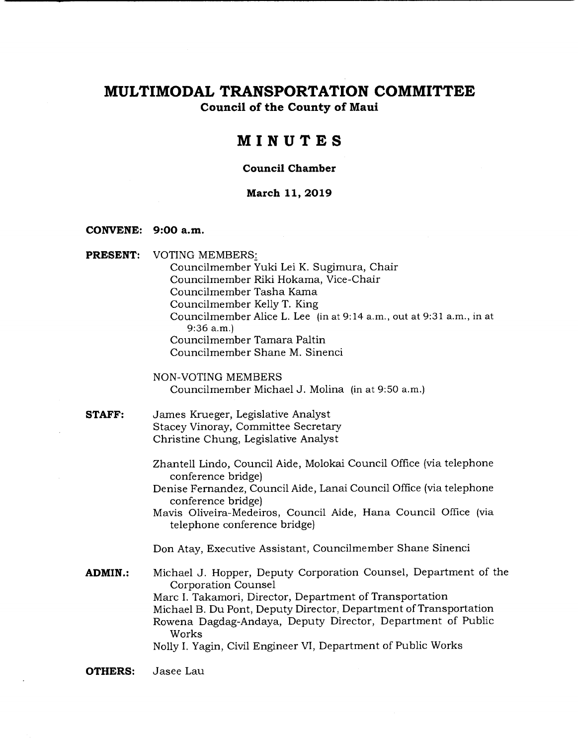# MULTIMODAL TRANSPORTATION COMMITTEE

**Council of the County of Maui**

## MINUTES

**Council Chamber**

**March 11, 2019**

**CONVENE: 9:00 a.m.**

**PRESENT:** VOTING MEMBERS:
Councilmember Yuki Lei K. Sugimura, Chair
Councilmember Riki Hokama, Vice-Chair
Councilmember Tasha Kama
Councilmember Kelly T. King
Councilmember Alice L. Lee (in at 9:14 a.m., out at 9:31 a.m., in at 9:36 a.m.)
Councilmember Tamara Paltin
Councilmember Shane M. Sinenci

NON-VOTING MEMBERS
Councilmember Michael J. Molina (in at 9:50 a.m.)

**STAFF:** James Krueger, Legislative Analyst
Stacey Vinoray, Committee Secretary
Christine Chung, Legislative Analyst

Zhantell Lindo, Council Aide, Molokai Council Office (via telephone conference bridge)
Denise Fernandez, Council Aide, Lanai Council Office (via telephone conference bridge)
Mavis Oliveira-Medeiros, Council Aide, Hana Council Office (via telephone conference bridge)

Don Atay, Executive Assistant, Councilmember Shane Sinenci

**ADMIN.:** Michael J. Hopper, Deputy Corporation Counsel, Department of the Corporation Counsel
Marc I. Takamori, Director, Department of Transportation
Michael B. Du Pont, Deputy Director, Department of Transportation
Rowena Dagdag-Andaya, Deputy Director, Department of Public Works
Nolly I. Yagin, Civil Engineer VI, Department of Public Works

**OTHERS:** Jasee Lau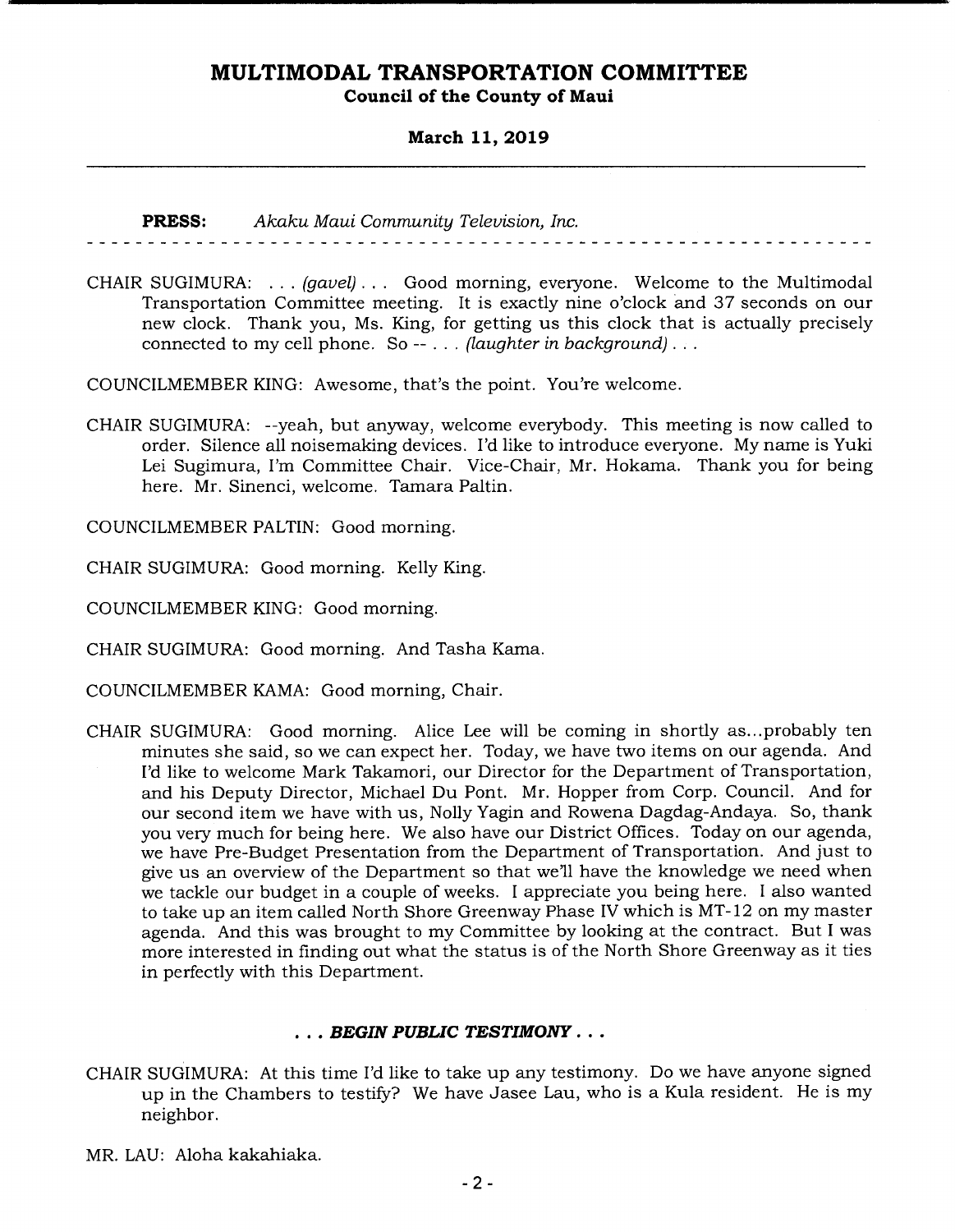**PRESS:** *Akaku Maui Community Television, Inc.*

- - - - - - - - - - - - - - - - - - - - - - - - - - - - - - - - - - - - - - - - - - - - - - - - - - - -

CHAIR SUGIMURA: . . . *(gavel)* . . . Good morning, everyone. Welcome to the Multimodal Transportation Committee meeting. It is exactly nine o'clock and 37 seconds on our new clock. Thank you, Ms. King, for getting us this clock that is actually precisely connected to my cell phone. So -- . . . *(laughter in background)* . . .

COUNCILMEMBER KING: Awesome, that's the point. You're welcome.

CHAIR SUGIMURA: --yeah, but anyway, welcome everybody. This meeting is now called to order. Silence all noisemaking devices. I'd like to introduce everyone. My name is Yuki Lei Sugimura, I'm Committee Chair. Vice-Chair, Mr. Hokama. Thank you for being here. Mr. Sinenci, welcome. Tamara Paltin.

COUNCILMEMBER PALTIN: Good morning.

CHAIR SUGIMURA: Good morning. Kelly King.

COUNCILMEMBER KING: Good morning.

CHAIR SUGIMURA: Good morning. And Tasha Kama.

COUNCILMEMBER KAMA: Good morning, Chair.

CHAIR SUGIMURA: Good morning. Alice Lee will be coming in shortly as...probably ten minutes she said, so we can expect her. Today, we have two items on our agenda. And I'd like to welcome Mark Takamori, our Director for the Department of Transportation, and his Deputy Director, Michael Du Pont. Mr. Hopper from Corp. Council. And for our second item we have with us, Nolly Yagin and Rowena Dagdag-Andaya. So, thank you very much for being here. We also have our District Offices. Today on our agenda, we have Pre-Budget Presentation from the Department of Transportation. And just to give us an overview of the Department so that we'll have the knowledge we need when we tackle our budget in a couple of weeks. I appreciate you being here. I also wanted to take up an item called North Shore Greenway Phase IV which is MT-12 on my master agenda. And this was brought to my Committee by looking at the contract. But I was more interested in finding out what the status is of the North Shore Greenway as it ties in perfectly with this Department.

***. . . BEGIN PUBLIC TESTIMONY . . .***

CHAIR SUGIMURA: At this time I'd like to take up any testimony. Do we have anyone signed up in the Chambers to testify? We have Jasee Lau, who is a Kula resident. He is my neighbor.

MR. LAU: Aloha kakahiaka.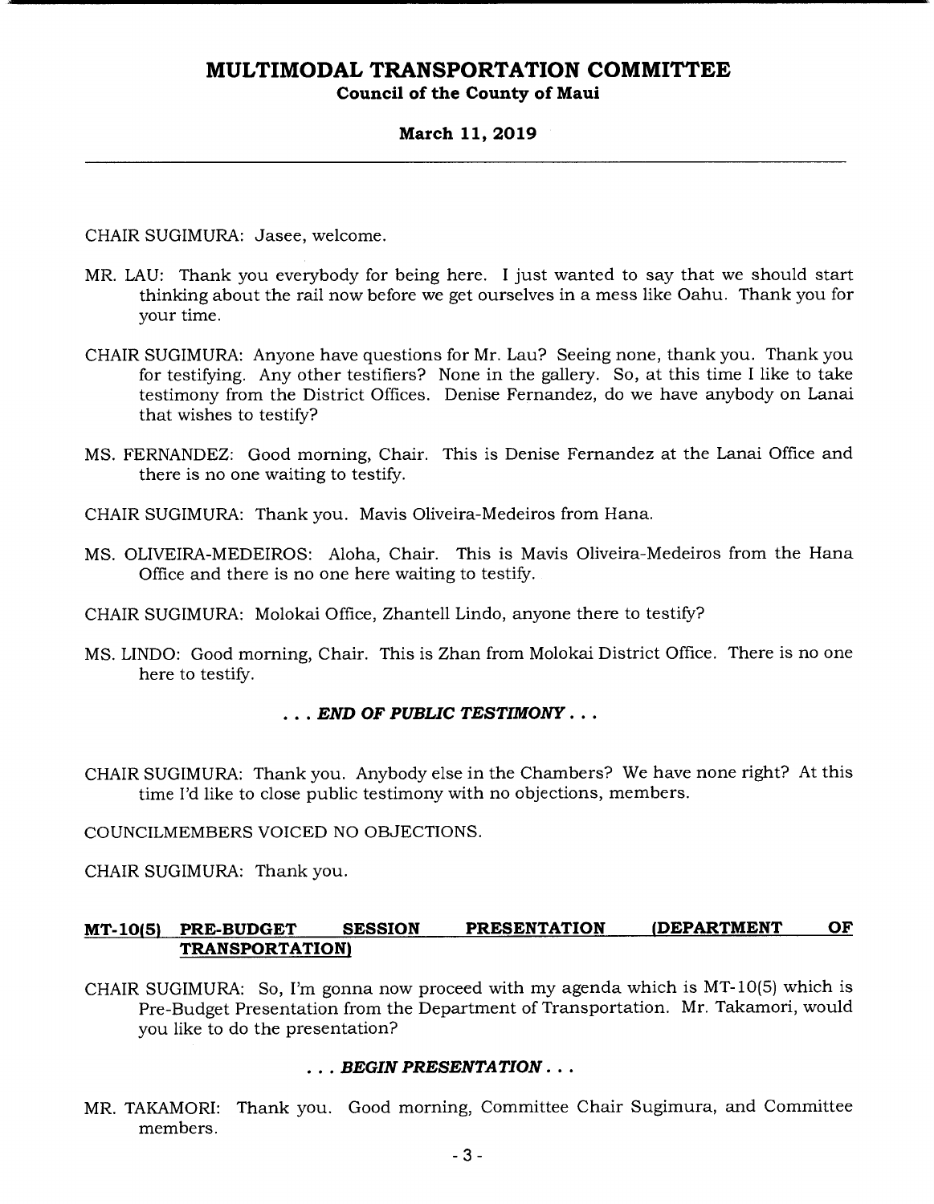CHAIR SUGIMURA: Jasee, welcome.

MR. LAU: Thank you everybody for being here. I just wanted to say that we should start thinking about the rail now before we get ourselves in a mess like Oahu. Thank you for your time.

CHAIR SUGIMURA: Anyone have questions for Mr. Lau? Seeing none, thank you. Thank you for testifying. Any other testifiers? None in the gallery. So, at this time I like to take testimony from the District Offices. Denise Fernandez, do we have anybody on Lanai that wishes to testify?

MS. FERNANDEZ: Good morning, Chair. This is Denise Fernandez at the Lanai Office and there is no one waiting to testify.

CHAIR SUGIMURA: Thank you. Mavis Oliveira-Medeiros from Hana.

MS. OLIVEIRA-MEDEIROS: Aloha, Chair. This is Mavis Oliveira-Medeiros from the Hana Office and there is no one here waiting to testify.

CHAIR SUGIMURA: Molokai Office, Zhantell Lindo, anyone there to testify?

MS. LINDO: Good morning, Chair. This is Zhan from Molokai District Office. There is no one here to testify.

***. . . END OF PUBLIC TESTIMONY . . .***

CHAIR SUGIMURA: Thank you. Anybody else in the Chambers? We have none right? At this time I'd like to close public testimony with no objections, members.

COUNCILMEMBERS VOICED NO OBJECTIONS.

CHAIR SUGIMURA: Thank you.

## MT-10(5) PRE-BUDGET SESSION PRESENTATION (DEPARTMENT OF TRANSPORTATION)

CHAIR SUGIMURA: So, I'm gonna now proceed with my agenda which is MT-10(5) which is Pre-Budget Presentation from the Department of Transportation. Mr. Takamori, would you like to do the presentation?

***. . . BEGIN PRESENTATION . . .***

MR. TAKAMORI: Thank you. Good morning, Committee Chair Sugimura, and Committee members.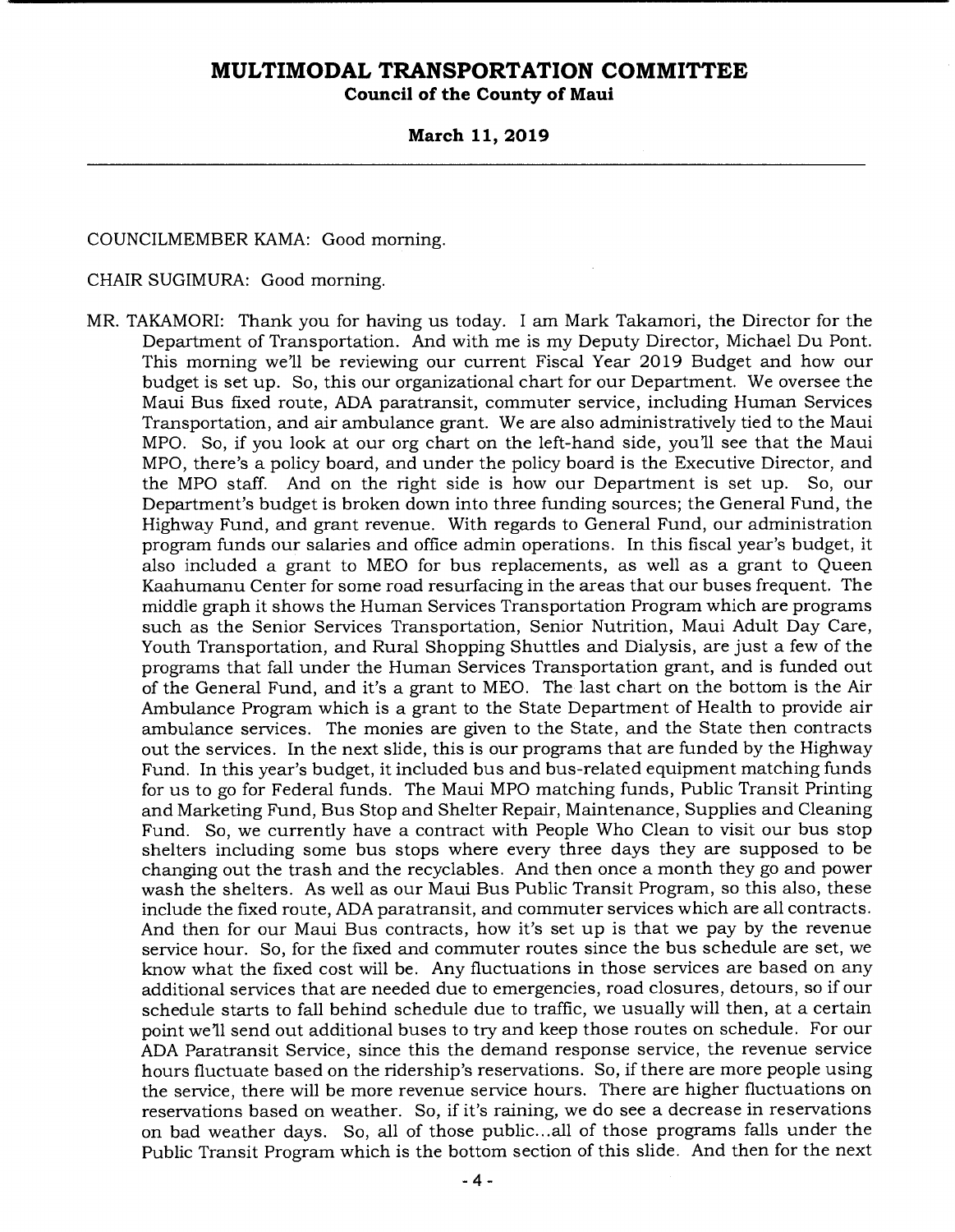COUNCILMEMBER KAMA: Good morning.

CHAIR SUGIMURA: Good morning.

MR. TAKAMORI: Thank you for having us today. I am Mark Takamori, the Director for the Department of Transportation. And with me is my Deputy Director, Michael Du Pont. This morning we'll be reviewing our current Fiscal Year 2019 Budget and how our budget is set up. So, this our organizational chart for our Department. We oversee the Maui Bus fixed route, ADA paratransit, commuter service, including Human Services Transportation, and air ambulance grant. We are also administratively tied to the Maui MPO. So, if you look at our org chart on the left-hand side, you'll see that the Maui MPO, there's a policy board, and under the policy board is the Executive Director, and the MPO staff. And on the right side is how our Department is set up. So, our Department's budget is broken down into three funding sources; the General Fund, the Highway Fund, and grant revenue. With regards to General Fund, our administration program funds our salaries and office admin operations. In this fiscal year's budget, it also included a grant to MEO for bus replacements, as well as a grant to Queen Kaahumanu Center for some road resurfacing in the areas that our buses frequent. The middle graph it shows the Human Services Transportation Program which are programs such as the Senior Services Transportation, Senior Nutrition, Maui Adult Day Care, Youth Transportation, and Rural Shopping Shuttles and Dialysis, are just a few of the programs that fall under the Human Services Transportation grant, and is funded out of the General Fund, and it's a grant to MEO. The last chart on the bottom is the Air Ambulance Program which is a grant to the State Department of Health to provide air ambulance services. The monies are given to the State, and the State then contracts out the services. In the next slide, this is our programs that are funded by the Highway Fund. In this year's budget, it included bus and bus-related equipment matching funds for us to go for Federal funds. The Maui MPO matching funds, Public Transit Printing and Marketing Fund, Bus Stop and Shelter Repair, Maintenance, Supplies and Cleaning Fund. So, we currently have a contract with People Who Clean to visit our bus stop shelters including some bus stops where every three days they are supposed to be changing out the trash and the recyclables. And then once a month they go and power wash the shelters. As well as our Maui Bus Public Transit Program, so this also, these include the fixed route, ADA paratransit, and commuter services which are all contracts. And then for our Maui Bus contracts, how it's set up is that we pay by the revenue service hour. So, for the fixed and commuter routes since the bus schedule are set, we know what the fixed cost will be. Any fluctuations in those services are based on any additional services that are needed due to emergencies, road closures, detours, so if our schedule starts to fall behind schedule due to traffic, we usually will then, at a certain point we'll send out additional buses to try and keep those routes on schedule. For our ADA Paratransit Service, since this the demand response service, the revenue service hours fluctuate based on the ridership's reservations. So, if there are more people using the service, there will be more revenue service hours. There are higher fluctuations on reservations based on weather. So, if it's raining, we do see a decrease in reservations on bad weather days. So, all of those public...all of those programs falls under the Public Transit Program which is the bottom section of this slide. And then for the next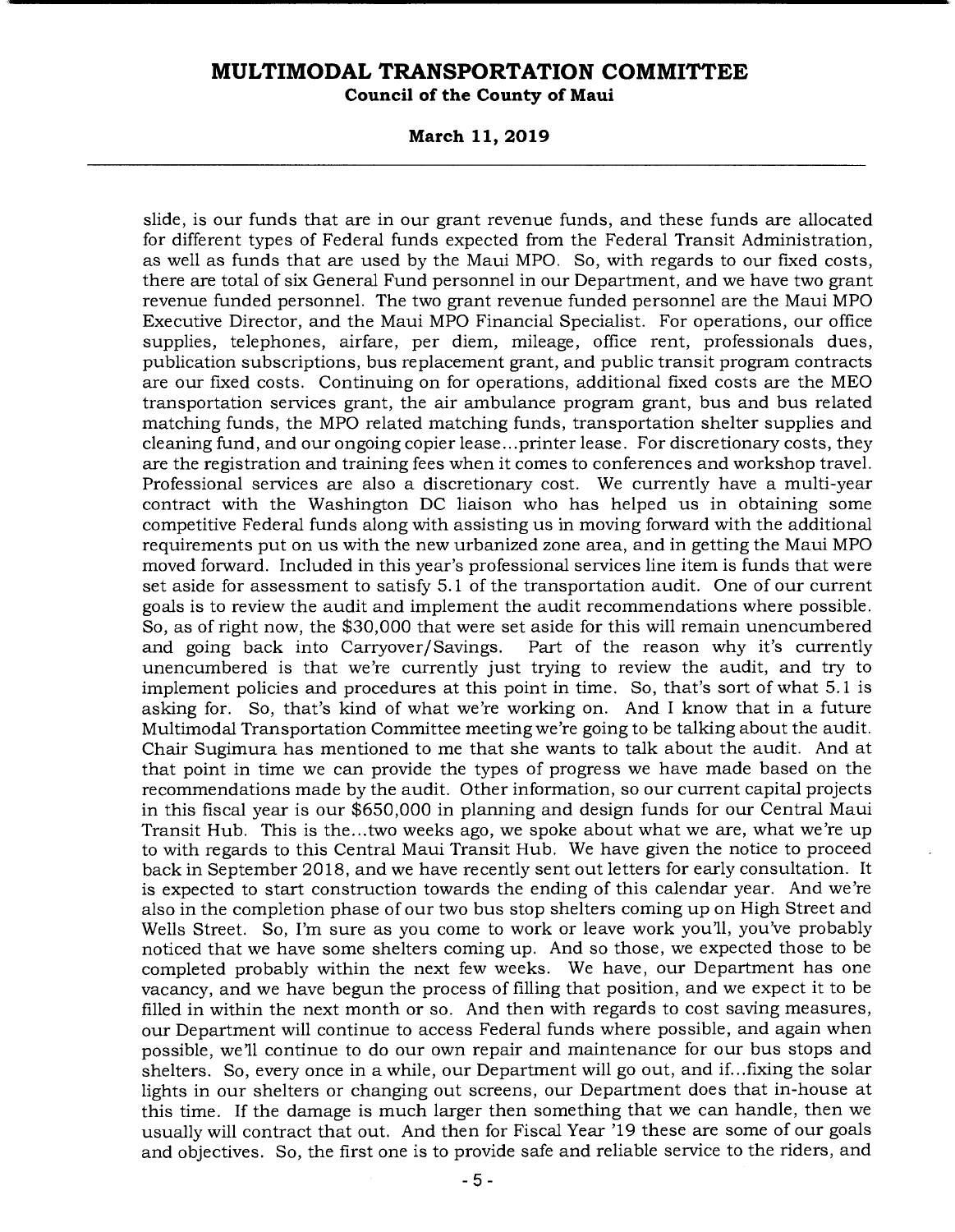slide, is our funds that are in our grant revenue funds, and these funds are allocated for different types of Federal funds expected from the Federal Transit Administration, as well as funds that are used by the Maui MPO. So, with regards to our fixed costs, there are total of six General Fund personnel in our Department, and we have two grant revenue funded personnel. The two grant revenue funded personnel are the Maui MPO Executive Director, and the Maui MPO Financial Specialist. For operations, our office supplies, telephones, airfare, per diem, mileage, office rent, professionals dues, publication subscriptions, bus replacement grant, and public transit program contracts are our fixed costs. Continuing on for operations, additional fixed costs are the MEO transportation services grant, the air ambulance program grant, bus and bus related matching funds, the MPO related matching funds, transportation shelter supplies and cleaning fund, and our ongoing copier lease...printer lease. For discretionary costs, they are the registration and training fees when it comes to conferences and workshop travel. Professional services are also a discretionary cost. We currently have a multi-year contract with the Washington DC liaison who has helped us in obtaining some competitive Federal funds along with assisting us in moving forward with the additional requirements put on us with the new urbanized zone area, and in getting the Maui MPO moved forward. Included in this year's professional services line item is funds that were set aside for assessment to satisfy 5.1 of the transportation audit. One of our current goals is to review the audit and implement the audit recommendations where possible. So, as of right now, the $30,000 that were set aside for this will remain unencumbered and going back into Carryover/Savings. Part of the reason why it's currently unencumbered is that we're currently just trying to review the audit, and try to implement policies and procedures at this point in time. So, that's sort of what 5.1 is asking for. So, that's kind of what we're working on. And I know that in a future Multimodal Transportation Committee meeting we're going to be talking about the audit. Chair Sugimura has mentioned to me that she wants to talk about the audit. And at that point in time we can provide the types of progress we have made based on the recommendations made by the audit. Other information, so our current capital projects in this fiscal year is our $650,000 in planning and design funds for our Central Maui Transit Hub. This is the...two weeks ago, we spoke about what we are, what we're up to with regards to this Central Maui Transit Hub. We have given the notice to proceed back in September 2018, and we have recently sent out letters for early consultation. It is expected to start construction towards the ending of this calendar year. And we're also in the completion phase of our two bus stop shelters coming up on High Street and Wells Street. So, I'm sure as you come to work or leave work you'll, you've probably noticed that we have some shelters coming up. And so those, we expected those to be completed probably within the next few weeks. We have, our Department has one vacancy, and we have begun the process of filling that position, and we expect it to be filled in within the next month or so. And then with regards to cost saving measures, our Department will continue to access Federal funds where possible, and again when possible, we'll continue to do our own repair and maintenance for our bus stops and shelters. So, every once in a while, our Department will go out, and if...fixing the solar lights in our shelters or changing out screens, our Department does that in-house at this time. If the damage is much larger then something that we can handle, then we usually will contract that out. And then for Fiscal Year '19 these are some of our goals and objectives. So, the first one is to provide safe and reliable service to the riders, and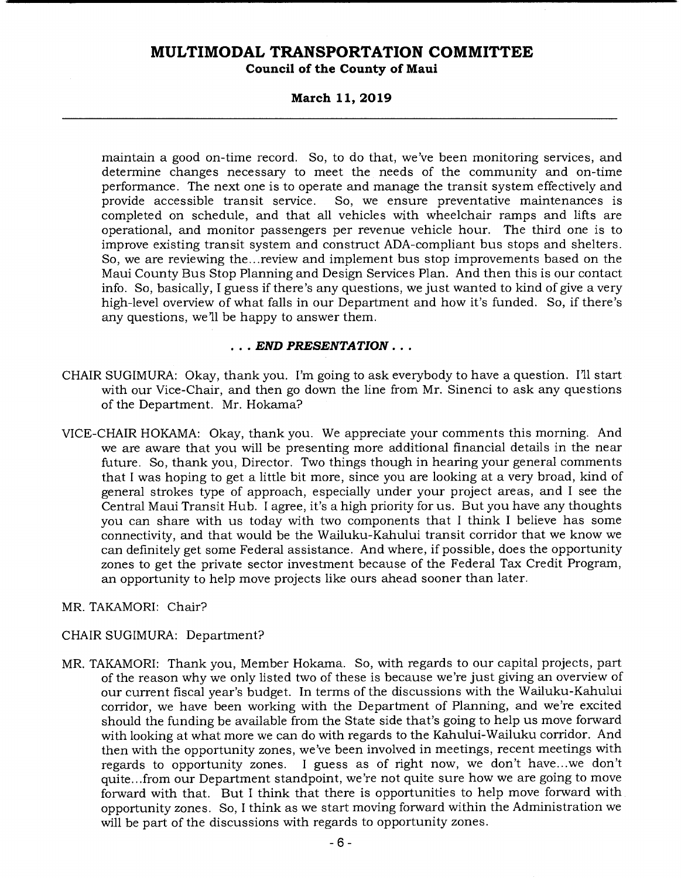maintain a good on-time record. So, to do that, we've been monitoring services, and determine changes necessary to meet the needs of the community and on-time performance. The next one is to operate and manage the transit system effectively and provide accessible transit service. So, we ensure preventative maintenances is completed on schedule, and that all vehicles with wheelchair ramps and lifts are operational, and monitor passengers per revenue vehicle hour. The third one is to improve existing transit system and construct ADA-compliant bus stops and shelters. So, we are reviewing the...review and implement bus stop improvements based on the Maui County Bus Stop Planning and Design Services Plan. And then this is our contact info. So, basically, I guess if there's any questions, we just wanted to kind of give a very high-level overview of what falls in our Department and how it's funded. So, if there's any questions, we'll be happy to answer them.

***. . . END PRESENTATION . . .***

CHAIR SUGIMURA: Okay, thank you. I'm going to ask everybody to have a question. I'll start with our Vice-Chair, and then go down the line from Mr. Sinenci to ask any questions of the Department. Mr. Hokama?

VICE-CHAIR HOKAMA: Okay, thank you. We appreciate your comments this morning. And we are aware that you will be presenting more additional financial details in the near future. So, thank you, Director. Two things though in hearing your general comments that I was hoping to get a little bit more, since you are looking at a very broad, kind of general strokes type of approach, especially under your project areas, and I see the Central Maui Transit Hub. I agree, it's a high priority for us. But you have any thoughts you can share with us today with two components that I think I believe has some connectivity, and that would be the Wailuku-Kahului transit corridor that we know we can definitely get some Federal assistance. And where, if possible, does the opportunity zones to get the private sector investment because of the Federal Tax Credit Program, an opportunity to help move projects like ours ahead sooner than later.

MR. TAKAMORI: Chair?

CHAIR SUGIMURA: Department?

MR. TAKAMORI: Thank you, Member Hokama. So, with regards to our capital projects, part of the reason why we only listed two of these is because we're just giving an overview of our current fiscal year's budget. In terms of the discussions with the Wailuku-Kahului corridor, we have been working with the Department of Planning, and we're excited should the funding be available from the State side that's going to help us move forward with looking at what more we can do with regards to the Kahului-Wailuku corridor. And then with the opportunity zones, we've been involved in meetings, recent meetings with regards to opportunity zones. I guess as of right now, we don't have...we don't quite...from our Department standpoint, we're not quite sure how we are going to move forward with that. But I think that there is opportunities to help move forward with opportunity zones. So, I think as we start moving forward within the Administration we will be part of the discussions with regards to opportunity zones.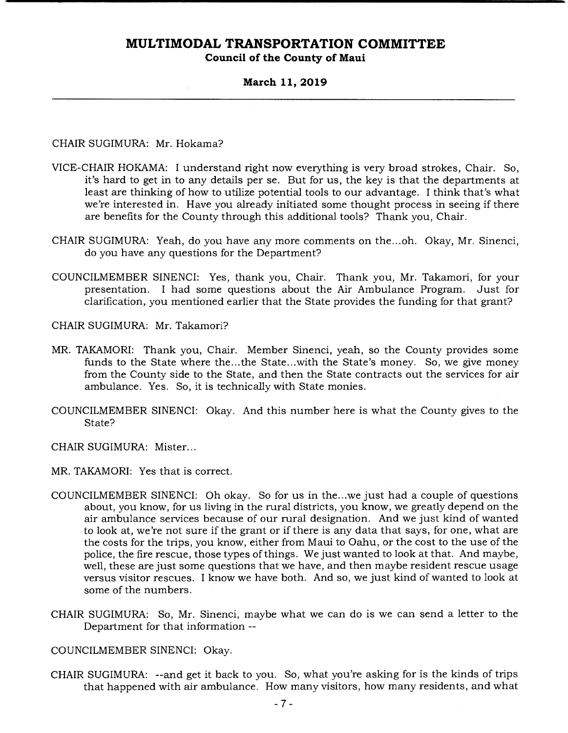CHAIR SUGIMURA: Mr. Hokama?

VICE-CHAIR HOKAMA: I understand right now everything is very broad strokes, Chair. So, it's hard to get in to any details per se. But for us, the key is that the departments at least are thinking of how to utilize potential tools to our advantage. I think that's what we're interested in. Have you already initiated some thought process in seeing if there are benefits for the County through this additional tools? Thank you, Chair.

CHAIR SUGIMURA: Yeah, do you have any more comments on the...oh. Okay, Mr. Sinenci, do you have any questions for the Department?

COUNCILMEMBER SINENCI: Yes, thank you, Chair. Thank you, Mr. Takamori, for your presentation. I had some questions about the Air Ambulance Program. Just for clarification, you mentioned earlier that the State provides the funding for that grant?

CHAIR SUGIMURA: Mr. Takamori?

MR. TAKAMORI: Thank you, Chair. Member Sinenci, yeah, so the County provides some funds to the State where the...the State...with the State's money. So, we give money from the County side to the State, and then the State contracts out the services for air ambulance. Yes. So, it is technically with State monies.

COUNCILMEMBER SINENCI: Okay. And this number here is what the County gives to the State?

CHAIR SUGIMURA: Mister...

MR. TAKAMORI: Yes that is correct.

COUNCILMEMBER SINENCI: Oh okay. So for us in the...we just had a couple of questions about, you know, for us living in the rural districts, you know, we greatly depend on the air ambulance services because of our rural designation. And we just kind of wanted to look at, we're not sure if the grant or if there is any data that says, for one, what are the costs for the trips, you know, either from Maui to Oahu, or the cost to the use of the police, the fire rescue, those types of things. We just wanted to look at that. And maybe, well, these are just some questions that we have, and then maybe resident rescue usage versus visitor rescues. I know we have both. And so, we just kind of wanted to look at some of the numbers.

CHAIR SUGIMURA: So, Mr. Sinenci, maybe what we can do is we can send a letter to the Department for that information --

COUNCILMEMBER SINENCI: Okay.

CHAIR SUGIMURA: --and get it back to you. So, what you're asking for is the kinds of trips that happened with air ambulance. How many visitors, how many residents, and what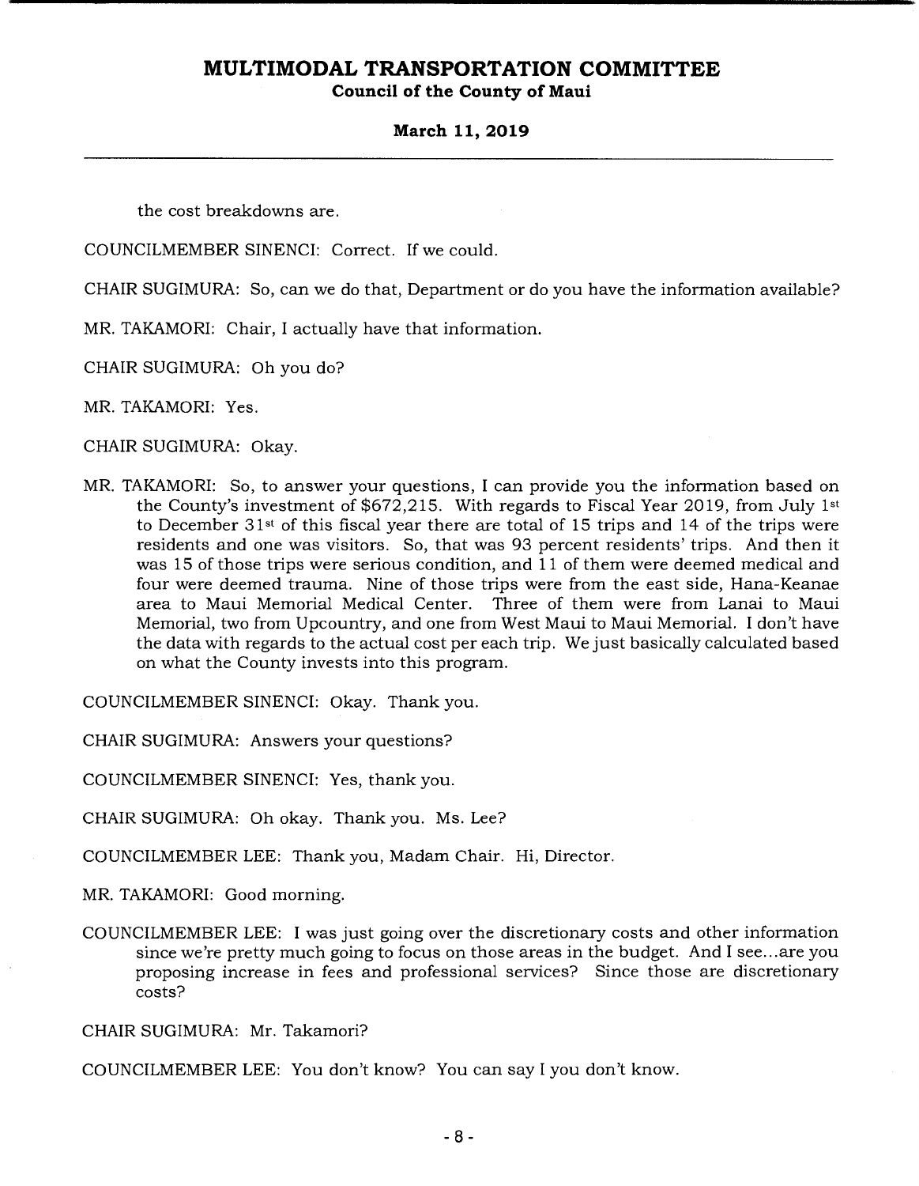the cost breakdowns are.

COUNCILMEMBER SINENCI: Correct. If we could.

CHAIR SUGIMURA: So, can we do that, Department or do you have the information available?

MR. TAKAMORI: Chair, I actually have that information.

CHAIR SUGIMURA: Oh you do?

MR. TAKAMORI: Yes.

CHAIR SUGIMURA: Okay.

MR. TAKAMORI: So, to answer your questions, I can provide you the information based on the County's investment of $672,215. With regards to Fiscal Year 2019, from July 1st to December 31st of this fiscal year there are total of 15 trips and 14 of the trips were residents and one was visitors. So, that was 93 percent residents' trips. And then it was 15 of those trips were serious condition, and 11 of them were deemed medical and four were deemed trauma. Nine of those trips were from the east side, Hana-Keanae area to Maui Memorial Medical Center. Three of them were from Lanai to Maui Memorial, two from Upcountry, and one from West Maui to Maui Memorial. I don't have the data with regards to the actual cost per each trip. We just basically calculated based on what the County invests into this program.

COUNCILMEMBER SINENCI: Okay. Thank you.

CHAIR SUGIMURA: Answers your questions?

COUNCILMEMBER SINENCI: Yes, thank you.

CHAIR SUGIMURA: Oh okay. Thank you. Ms. Lee?

COUNCILMEMBER LEE: Thank you, Madam Chair. Hi, Director.

MR. TAKAMORI: Good morning.

COUNCILMEMBER LEE: I was just going over the discretionary costs and other information since we're pretty much going to focus on those areas in the budget. And I see...are you proposing increase in fees and professional services? Since those are discretionary costs?

CHAIR SUGIMURA: Mr. Takamori?

COUNCILMEMBER LEE: You don't know? You can say I you don't know.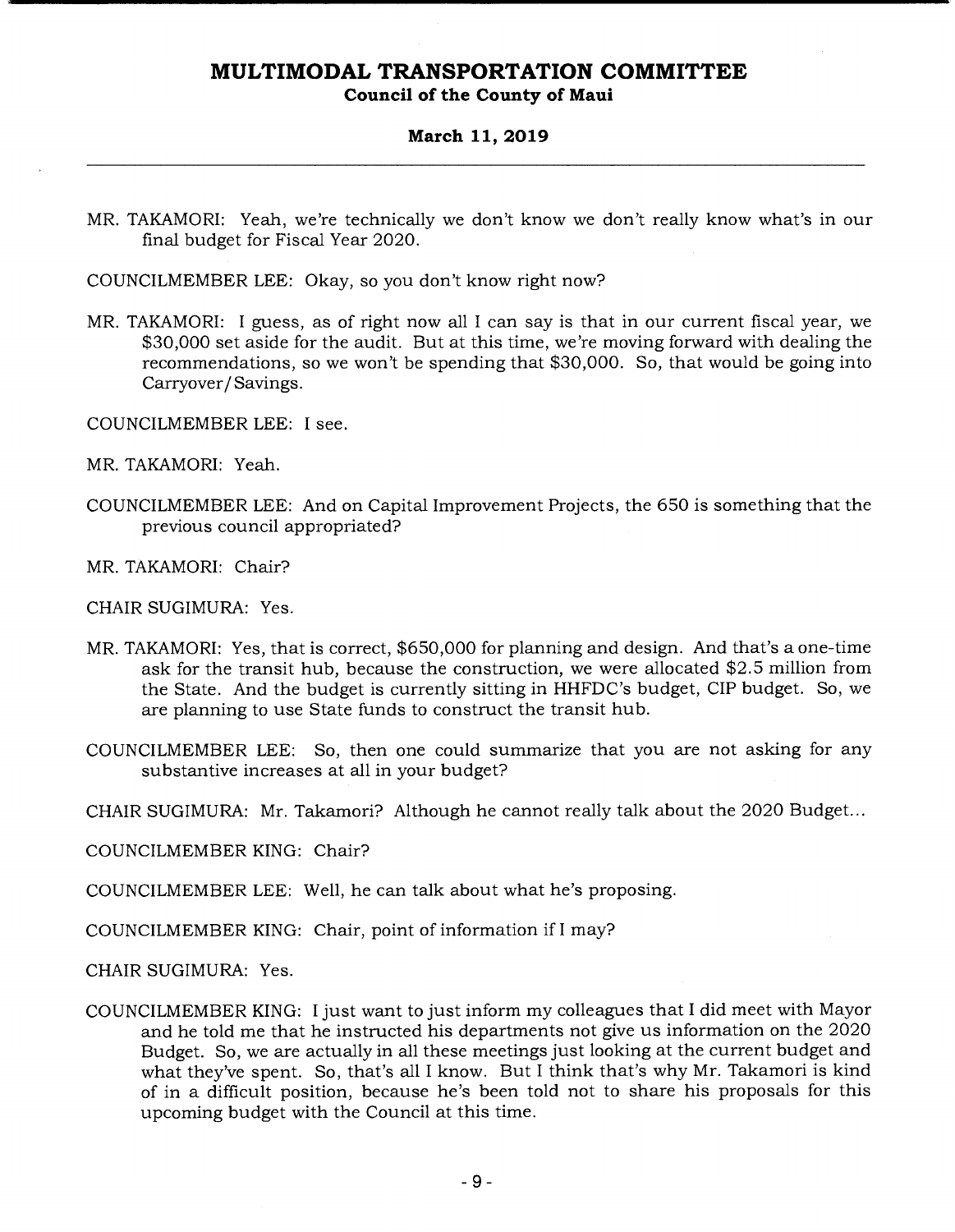MR. TAKAMORI: Yeah, we're technically we don't know we don't really know what's in our final budget for Fiscal Year 2020.

COUNCILMEMBER LEE: Okay, so you don't know right now?

MR. TAKAMORI: I guess, as of right now all I can say is that in our current fiscal year, we $30,000 set aside for the audit. But at this time, we're moving forward with dealing the recommendations, so we won't be spending that $30,000. So, that would be going into Carryover/Savings.

COUNCILMEMBER LEE: I see.

MR. TAKAMORI: Yeah.

COUNCILMEMBER LEE: And on Capital Improvement Projects, the 650 is something that the previous council appropriated?

MR. TAKAMORI: Chair?

CHAIR SUGIMURA: Yes.

MR. TAKAMORI: Yes, that is correct, $650,000 for planning and design. And that's a one-time ask for the transit hub, because the construction, we were allocated $2.5 million from the State. And the budget is currently sitting in HHFDC's budget, CIP budget. So, we are planning to use State funds to construct the transit hub.

COUNCILMEMBER LEE: So, then one could summarize that you are not asking for any substantive increases at all in your budget?

CHAIR SUGIMURA: Mr. Takamori? Although he cannot really talk about the 2020 Budget...

COUNCILMEMBER KING: Chair?

COUNCILMEMBER LEE: Well, he can talk about what he's proposing.

COUNCILMEMBER KING: Chair, point of information if I may?

CHAIR SUGIMURA: Yes.

COUNCILMEMBER KING: I just want to just inform my colleagues that I did meet with Mayor and he told me that he instructed his departments not give us information on the 2020 Budget. So, we are actually in all these meetings just looking at the current budget and what they've spent. So, that's all I know. But I think that's why Mr. Takamori is kind of in a difficult position, because he's been told not to share his proposals for this upcoming budget with the Council at this time.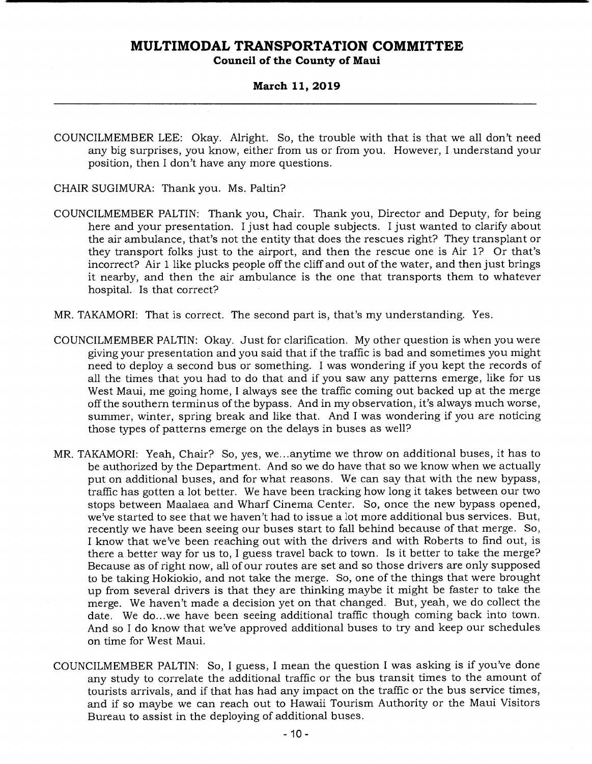COUNCILMEMBER LEE: Okay. Alright. So, the trouble with that is that we all don't need any big surprises, you know, either from us or from you. However, I understand your position, then I don't have any more questions.

CHAIR SUGIMURA: Thank you. Ms. Paltin?

COUNCILMEMBER PALTIN: Thank you, Chair. Thank you, Director and Deputy, for being here and your presentation. I just had couple subjects. I just wanted to clarify about the air ambulance, that's not the entity that does the rescues right? They transplant or they transport folks just to the airport, and then the rescue one is Air 1? Or that's incorrect? Air 1 like plucks people off the cliff and out of the water, and then just brings it nearby, and then the air ambulance is the one that transports them to whatever hospital. Is that correct?

MR. TAKAMORI: That is correct. The second part is, that's my understanding. Yes.

COUNCILMEMBER PALTIN: Okay. Just for clarification. My other question is when you were giving your presentation and you said that if the traffic is bad and sometimes you might need to deploy a second bus or something. I was wondering if you kept the records of all the times that you had to do that and if you saw any patterns emerge, like for us West Maui, me going home, I always see the traffic coming out backed up at the merge off the southern terminus of the bypass. And in my observation, it's always much worse, summer, winter, spring break and like that. And I was wondering if you are noticing those types of patterns emerge on the delays in buses as well?

MR. TAKAMORI: Yeah, Chair? So, yes, we...anytime we throw on additional buses, it has to be authorized by the Department. And so we do have that so we know when we actually put on additional buses, and for what reasons. We can say that with the new bypass, traffic has gotten a lot better. We have been tracking how long it takes between our two stops between Maalaea and Wharf Cinema Center. So, once the new bypass opened, we've started to see that we haven't had to issue a lot more additional bus services. But, recently we have been seeing our buses start to fall behind because of that merge. So, I know that we've been reaching out with the drivers and with Roberts to find out, is there a better way for us to, I guess travel back to town. Is it better to take the merge? Because as of right now, all of our routes are set and so those drivers are only supposed to be taking Hokiokio, and not take the merge. So, one of the things that were brought up from several drivers is that they are thinking maybe it might be faster to take the merge. We haven't made a decision yet on that changed. But, yeah, we do collect the date. We do...we have been seeing additional traffic though coming back into town. And so I do know that we've approved additional buses to try and keep our schedules on time for West Maui.

COUNCILMEMBER PALTIN: So, I guess, I mean the question I was asking is if you've done any study to correlate the additional traffic or the bus transit times to the amount of tourists arrivals, and if that has had any impact on the traffic or the bus service times, and if so maybe we can reach out to Hawaii Tourism Authority or the Maui Visitors Bureau to assist in the deploying of additional buses.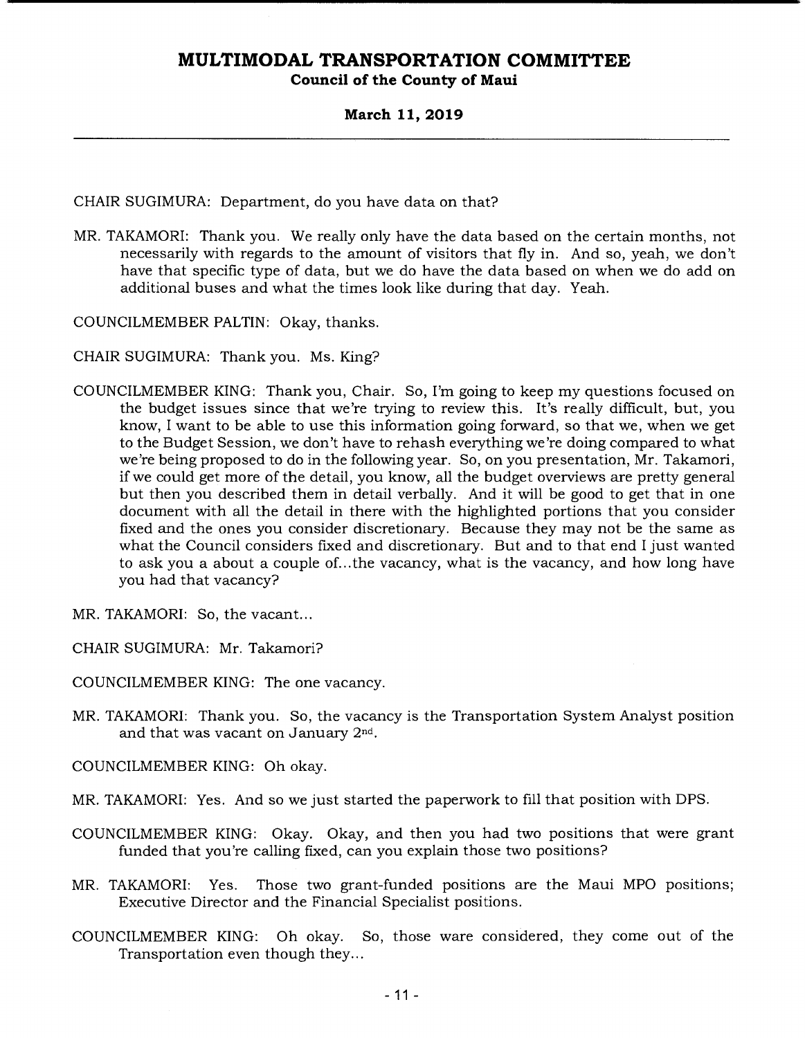CHAIR SUGIMURA: Department, do you have data on that?

MR. TAKAMORI: Thank you. We really only have the data based on the certain months, not necessarily with regards to the amount of visitors that fly in. And so, yeah, we don't have that specific type of data, but we do have the data based on when we do add on additional buses and what the times look like during that day. Yeah.

COUNCILMEMBER PALTIN: Okay, thanks.

CHAIR SUGIMURA: Thank you. Ms. King?

COUNCILMEMBER KING: Thank you, Chair. So, I'm going to keep my questions focused on the budget issues since that we're trying to review this. It's really difficult, but, you know, I want to be able to use this information going forward, so that we, when we get to the Budget Session, we don't have to rehash everything we're doing compared to what we're being proposed to do in the following year. So, on you presentation, Mr. Takamori, if we could get more of the detail, you know, all the budget overviews are pretty general but then you described them in detail verbally. And it will be good to get that in one document with all the detail in there with the highlighted portions that you consider fixed and the ones you consider discretionary. Because they may not be the same as what the Council considers fixed and discretionary. But and to that end I just wanted to ask you a about a couple of...the vacancy, what is the vacancy, and how long have you had that vacancy?

MR. TAKAMORI: So, the vacant...

CHAIR SUGIMURA: Mr. Takamori?

COUNCILMEMBER KING: The one vacancy.

MR. TAKAMORI: Thank you. So, the vacancy is the Transportation System Analyst position and that was vacant on January 2nd.

COUNCILMEMBER KING: Oh okay.

MR. TAKAMORI: Yes. And so we just started the paperwork to fill that position with DPS.

COUNCILMEMBER KING: Okay. Okay, and then you had two positions that were grant funded that you're calling fixed, can you explain those two positions?

MR. TAKAMORI: Yes. Those two grant-funded positions are the Maui MPO positions; Executive Director and the Financial Specialist positions.

COUNCILMEMBER KING: Oh okay. So, those ware considered, they come out of the Transportation even though they...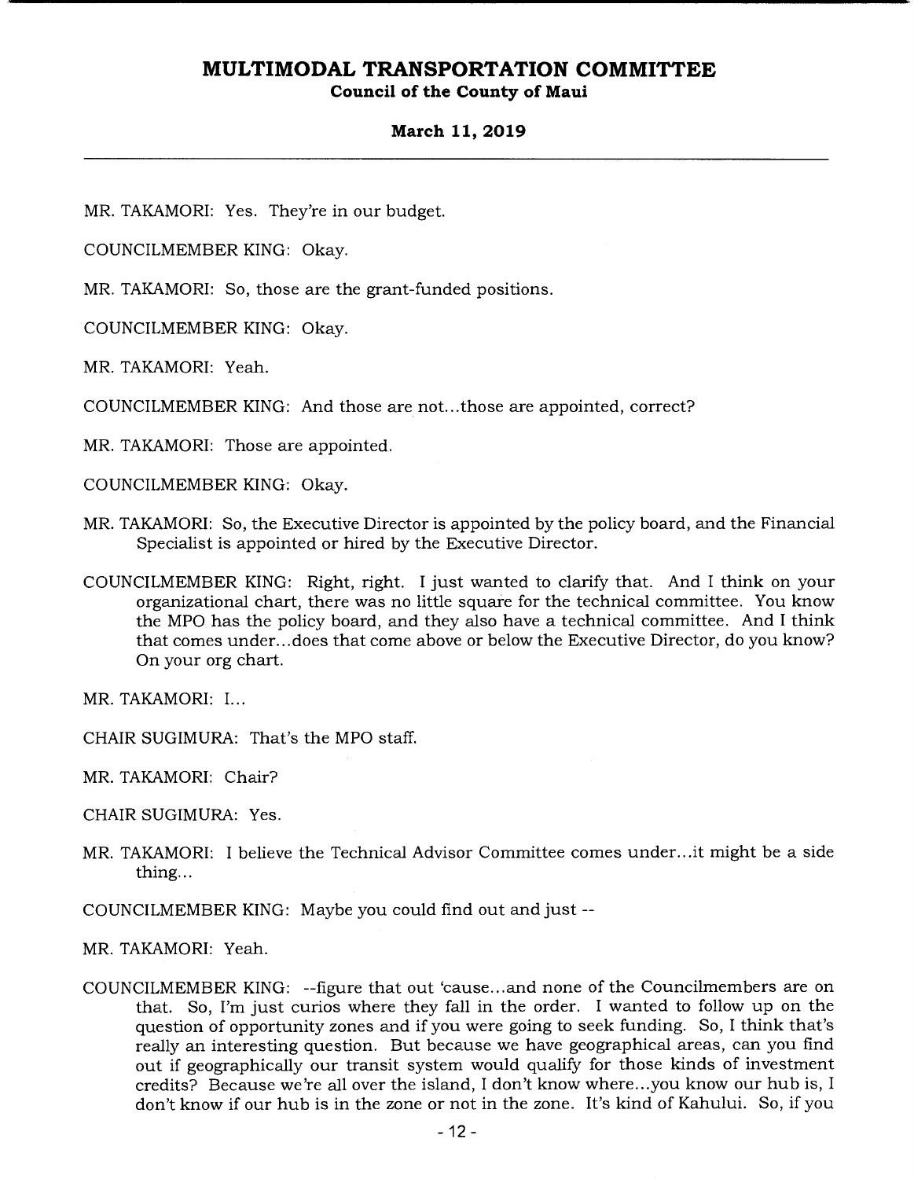MR. TAKAMORI: Yes. They're in our budget.

COUNCILMEMBER KING: Okay.

MR. TAKAMORI: So, those are the grant-funded positions.

COUNCILMEMBER KING: Okay.

MR. TAKAMORI: Yeah.

COUNCILMEMBER KING: And those are not...those are appointed, correct?

MR. TAKAMORI: Those are appointed.

COUNCILMEMBER KING: Okay.

MR. TAKAMORI: So, the Executive Director is appointed by the policy board, and the Financial Specialist is appointed or hired by the Executive Director.

COUNCILMEMBER KING: Right, right. I just wanted to clarify that. And I think on your organizational chart, there was no little square for the technical committee. You know the MPO has the policy board, and they also have a technical committee. And I think that comes under...does that come above or below the Executive Director, do you know? On your org chart.

MR. TAKAMORI: I...

CHAIR SUGIMURA: That's the MPO staff.

MR. TAKAMORI: Chair?

CHAIR SUGIMURA: Yes.

MR. TAKAMORI: I believe the Technical Advisor Committee comes under...it might be a side thing...

COUNCILMEMBER KING: Maybe you could find out and just --

MR. TAKAMORI: Yeah.

COUNCILMEMBER KING: --figure that out 'cause...and none of the Councilmembers are on that. So, I'm just curios where they fall in the order. I wanted to follow up on the question of opportunity zones and if you were going to seek funding. So, I think that's really an interesting question. But because we have geographical areas, can you find out if geographically our transit system would qualify for those kinds of investment credits? Because we're all over the island, I don't know where...you know our hub is, I don't know if our hub is in the zone or not in the zone. It's kind of Kahului. So, if you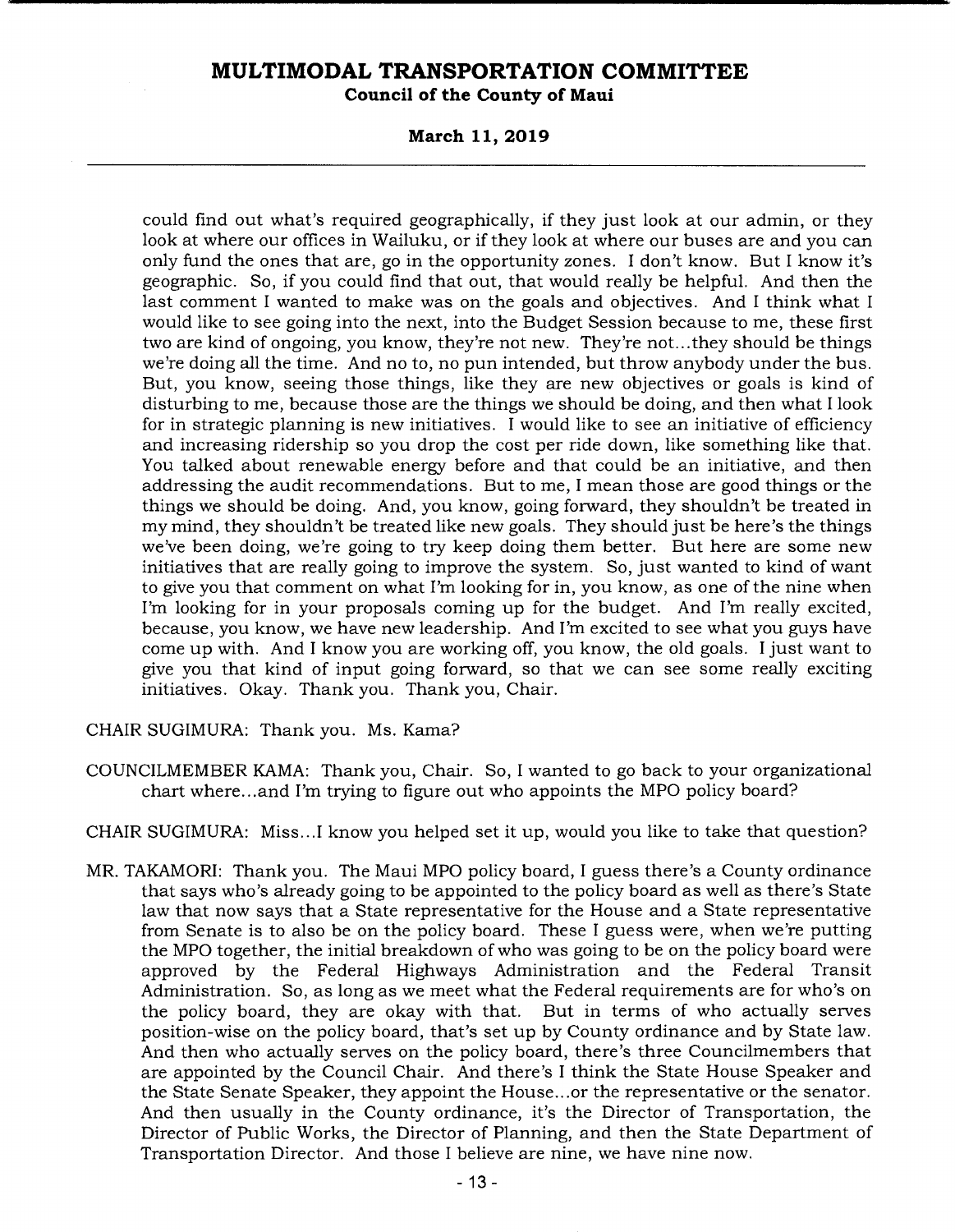could find out what's required geographically, if they just look at our admin, or they look at where our offices in Wailuku, or if they look at where our buses are and you can only fund the ones that are, go in the opportunity zones. I don't know. But I know it's geographic. So, if you could find that out, that would really be helpful. And then the last comment I wanted to make was on the goals and objectives. And I think what I would like to see going into the next, into the Budget Session because to me, these first two are kind of ongoing, you know, they're not new. They're not...they should be things we're doing all the time. And no to, no pun intended, but throw anybody under the bus. But, you know, seeing those things, like they are new objectives or goals is kind of disturbing to me, because those are the things we should be doing, and then what I look for in strategic planning is new initiatives. I would like to see an initiative of efficiency and increasing ridership so you drop the cost per ride down, like something like that. You talked about renewable energy before and that could be an initiative, and then addressing the audit recommendations. But to me, I mean those are good things or the things we should be doing. And, you know, going forward, they shouldn't be treated in my mind, they shouldn't be treated like new goals. They should just be here's the things we've been doing, we're going to try keep doing them better. But here are some new initiatives that are really going to improve the system. So, just wanted to kind of want to give you that comment on what I'm looking for in, you know, as one of the nine when I'm looking for in your proposals coming up for the budget. And I'm really excited, because, you know, we have new leadership. And I'm excited to see what you guys have come up with. And I know you are working off, you know, the old goals. I just want to give you that kind of input going forward, so that we can see some really exciting initiatives. Okay. Thank you. Thank you, Chair.

CHAIR SUGIMURA: Thank you. Ms. Kama?

COUNCILMEMBER KAMA: Thank you, Chair. So, I wanted to go back to your organizational chart where...and I'm trying to figure out who appoints the MPO policy board?

CHAIR SUGIMURA: Miss...I know you helped set it up, would you like to take that question?

MR. TAKAMORI: Thank you. The Maui MPO policy board, I guess there's a County ordinance that says who's already going to be appointed to the policy board as well as there's State law that now says that a State representative for the House and a State representative from Senate is to also be on the policy board. These I guess were, when we're putting the MPO together, the initial breakdown of who was going to be on the policy board were approved by the Federal Highways Administration and the Federal Transit Administration. So, as long as we meet what the Federal requirements are for who's on the policy board, they are okay with that. But in terms of who actually serves position-wise on the policy board, that's set up by County ordinance and by State law. And then who actually serves on the policy board, there's three Councilmembers that are appointed by the Council Chair. And there's I think the State House Speaker and the State Senate Speaker, they appoint the House...or the representative or the senator. And then usually in the County ordinance, it's the Director of Transportation, the Director of Public Works, the Director of Planning, and then the State Department of Transportation Director. And those I believe are nine, we have nine now.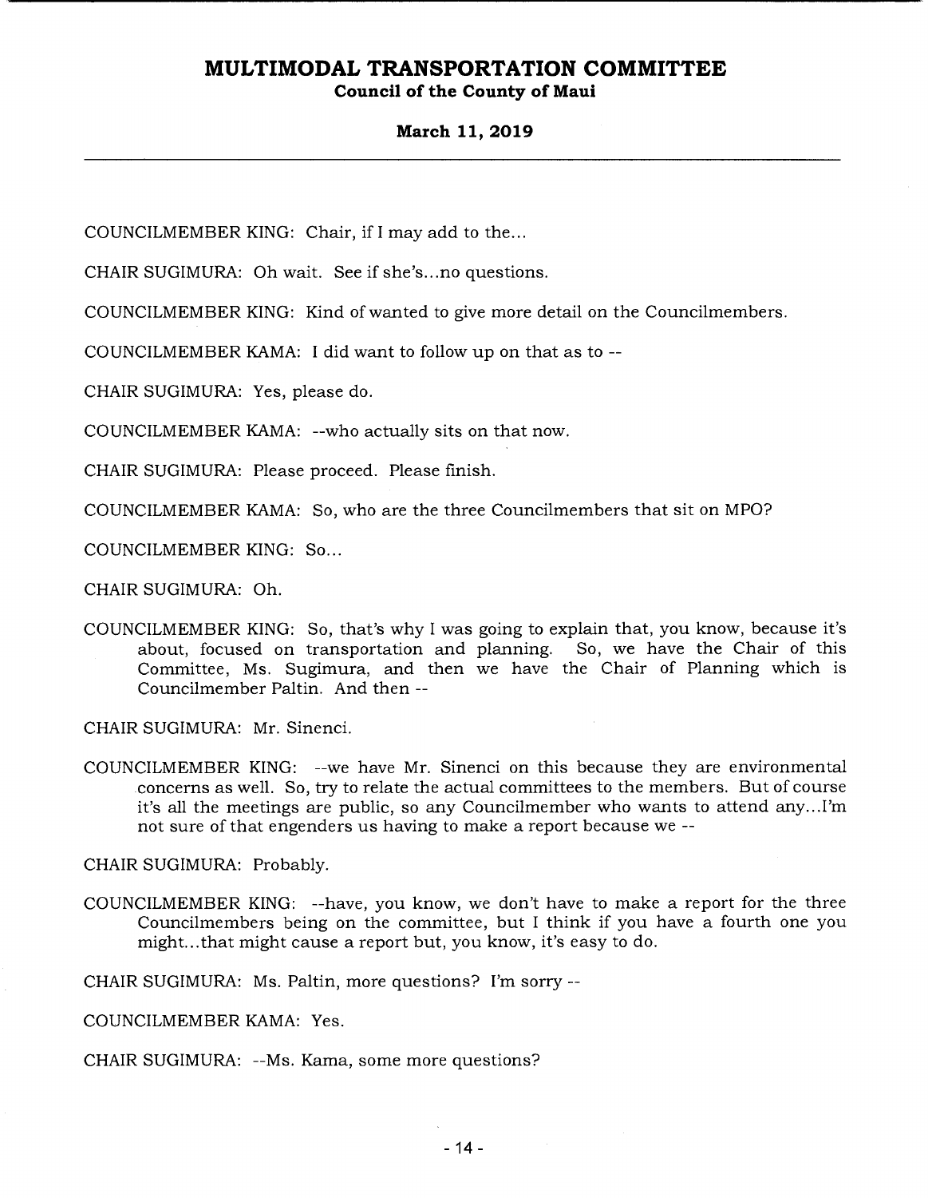COUNCILMEMBER KING: Chair, if I may add to the...

CHAIR SUGIMURA: Oh wait. See if she's...no questions.

COUNCILMEMBER KING: Kind of wanted to give more detail on the Councilmembers.

COUNCILMEMBER KAMA: I did want to follow up on that as to --

CHAIR SUGIMURA: Yes, please do.

COUNCILMEMBER KAMA: --who actually sits on that now.

CHAIR SUGIMURA: Please proceed. Please finish.

COUNCILMEMBER KAMA: So, who are the three Councilmembers that sit on MPO?

COUNCILMEMBER KING: So...

CHAIR SUGIMURA: Oh.

COUNCILMEMBER KING: So, that's why I was going to explain that, you know, because it's about, focused on transportation and planning. So, we have the Chair of this Committee, Ms. Sugimura, and then we have the Chair of Planning which is Councilmember Paltin. And then --

CHAIR SUGIMURA: Mr. Sinenci.

COUNCILMEMBER KING: --we have Mr. Sinenci on this because they are environmental concerns as well. So, try to relate the actual committees to the members. But of course it's all the meetings are public, so any Councilmember who wants to attend any...I'm not sure of that engenders us having to make a report because we --

CHAIR SUGIMURA: Probably.

COUNCILMEMBER KING: --have, you know, we don't have to make a report for the three Councilmembers being on the committee, but I think if you have a fourth one you might...that might cause a report but, you know, it's easy to do.

CHAIR SUGIMURA: Ms. Paltin, more questions? I'm sorry --

COUNCILMEMBER KAMA: Yes.

CHAIR SUGIMURA: --Ms. Kama, some more questions?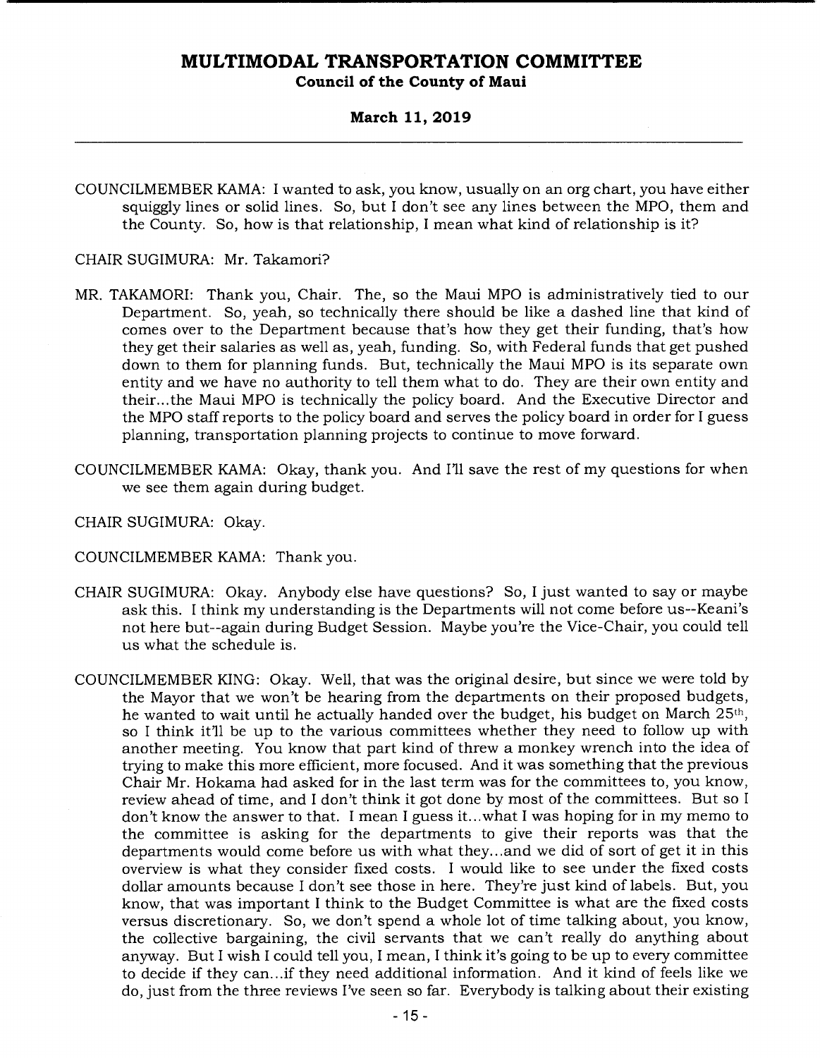COUNCILMEMBER KAMA: I wanted to ask, you know, usually on an org chart, you have either squiggly lines or solid lines. So, but I don't see any lines between the MPO, them and the County. So, how is that relationship, I mean what kind of relationship is it?

CHAIR SUGIMURA: Mr. Takamori?

MR. TAKAMORI: Thank you, Chair. The, so the Maui MPO is administratively tied to our Department. So, yeah, so technically there should be like a dashed line that kind of comes over to the Department because that's how they get their funding, that's how they get their salaries as well as, yeah, funding. So, with Federal funds that get pushed down to them for planning funds. But, technically the Maui MPO is its separate own entity and we have no authority to tell them what to do. They are their own entity and their...the Maui MPO is technically the policy board. And the Executive Director and the MPO staff reports to the policy board and serves the policy board in order for I guess planning, transportation planning projects to continue to move forward.

COUNCILMEMBER KAMA: Okay, thank you. And I'll save the rest of my questions for when we see them again during budget.

CHAIR SUGIMURA: Okay.

COUNCILMEMBER KAMA: Thank you.

CHAIR SUGIMURA: Okay. Anybody else have questions? So, I just wanted to say or maybe ask this. I think my understanding is the Departments will not come before us--Keani's not here but--again during Budget Session. Maybe you're the Vice-Chair, you could tell us what the schedule is.

COUNCILMEMBER KING: Okay. Well, that was the original desire, but since we were told by the Mayor that we won't be hearing from the departments on their proposed budgets, he wanted to wait until he actually handed over the budget, his budget on March 25th, so I think it'll be up to the various committees whether they need to follow up with another meeting. You know that part kind of threw a monkey wrench into the idea of trying to make this more efficient, more focused. And it was something that the previous Chair Mr. Hokama had asked for in the last term was for the committees to, you know, review ahead of time, and I don't think it got done by most of the committees. But so I don't know the answer to that. I mean I guess it...what I was hoping for in my memo to the committee is asking for the departments to give their reports was that the departments would come before us with what they...and we did of sort of get it in this overview is what they consider fixed costs. I would like to see under the fixed costs dollar amounts because I don't see those in here. They're just kind of labels. But, you know, that was important I think to the Budget Committee is what are the fixed costs versus discretionary. So, we don't spend a whole lot of time talking about, you know, the collective bargaining, the civil servants that we can't really do anything about anyway. But I wish I could tell you, I mean, I think it's going to be up to every committee to decide if they can...if they need additional information. And it kind of feels like we do, just from the three reviews I've seen so far. Everybody is talking about their existing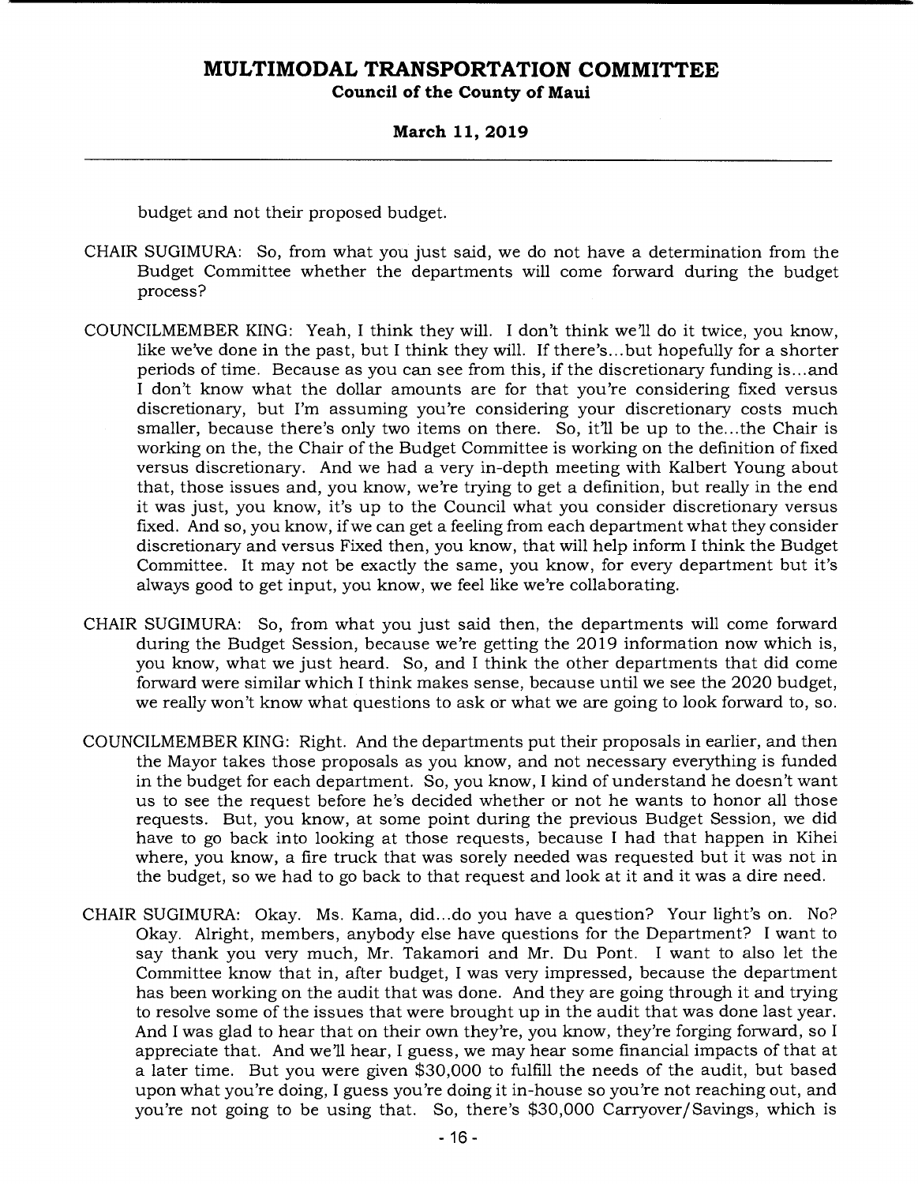budget and not their proposed budget.

CHAIR SUGIMURA: So, from what you just said, we do not have a determination from the Budget Committee whether the departments will come forward during the budget process?

COUNCILMEMBER KING: Yeah, I think they will. I don't think we'll do it twice, you know, like we've done in the past, but I think they will. If there's...but hopefully for a shorter periods of time. Because as you can see from this, if the discretionary funding is...and I don't know what the dollar amounts are for that you're considering fixed versus discretionary, but I'm assuming you're considering your discretionary costs much smaller, because there's only two items on there. So, it'll be up to the...the Chair is working on the, the Chair of the Budget Committee is working on the definition of fixed versus discretionary. And we had a very in-depth meeting with Kalbert Young about that, those issues and, you know, we're trying to get a definition, but really in the end it was just, you know, it's up to the Council what you consider discretionary versus fixed. And so, you know, if we can get a feeling from each department what they consider discretionary and versus Fixed then, you know, that will help inform I think the Budget Committee. It may not be exactly the same, you know, for every department but it's always good to get input, you know, we feel like we're collaborating.

CHAIR SUGIMURA: So, from what you just said then, the departments will come forward during the Budget Session, because we're getting the 2019 information now which is, you know, what we just heard. So, and I think the other departments that did come forward were similar which I think makes sense, because until we see the 2020 budget, we really won't know what questions to ask or what we are going to look forward to, so.

COUNCILMEMBER KING: Right. And the departments put their proposals in earlier, and then the Mayor takes those proposals as you know, and not necessary everything is funded in the budget for each department. So, you know, I kind of understand he doesn't want us to see the request before he's decided whether or not he wants to honor all those requests. But, you know, at some point during the previous Budget Session, we did have to go back into looking at those requests, because I had that happen in Kihei where, you know, a fire truck that was sorely needed was requested but it was not in the budget, so we had to go back to that request and look at it and it was a dire need.

CHAIR SUGIMURA: Okay. Ms. Kama, did...do you have a question? Your light's on. No? Okay. Alright, members, anybody else have questions for the Department? I want to say thank you very much, Mr. Takamori and Mr. Du Pont. I want to also let the Committee know that in, after budget, I was very impressed, because the department has been working on the audit that was done. And they are going through it and trying to resolve some of the issues that were brought up in the audit that was done last year. And I was glad to hear that on their own they're, you know, they're forging forward, so I appreciate that. And we'll hear, I guess, we may hear some financial impacts of that at a later time. But you were given $30,000 to fulfill the needs of the audit, but based upon what you're doing, I guess you're doing it in-house so you're not reaching out, and you're not going to be using that. So, there's $30,000 Carryover/Savings, which is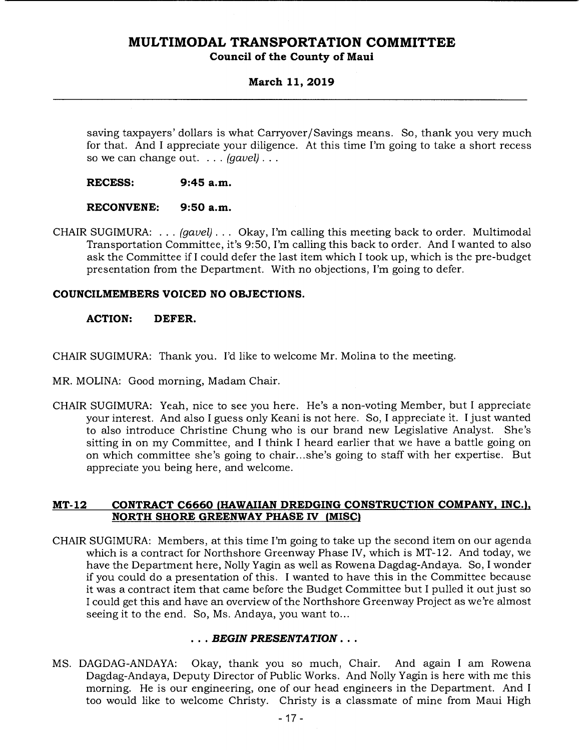saving taxpayers' dollars is what Carryover/Savings means. So, thank you very much for that. And I appreciate your diligence. At this time I'm going to take a short recess so we can change out. . . . *(gavel)* . . .

**RECESS: 9:45 a.m.**

**RECONVENE: 9:50 a.m.**

CHAIR SUGIMURA: . . . *(gavel)* . . . Okay, I'm calling this meeting back to order. Multimodal Transportation Committee, it's 9:50, I'm calling this back to order. And I wanted to also ask the Committee if I could defer the last item which I took up, which is the pre-budget presentation from the Department. With no objections, I'm going to defer.

**COUNCILMEMBERS VOICED NO OBJECTIONS.**

**ACTION: DEFER.**

CHAIR SUGIMURA: Thank you. I'd like to welcome Mr. Molina to the meeting.

MR. MOLINA: Good morning, Madam Chair.

CHAIR SUGIMURA: Yeah, nice to see you here. He's a non-voting Member, but I appreciate your interest. And also I guess only Keani is not here. So, I appreciate it. I just wanted to also introduce Christine Chung who is our brand new Legislative Analyst. She's sitting in on my Committee, and I think I heard earlier that we have a battle going on on which committee she's going to chair...she's going to staff with her expertise. But appreciate you being here, and welcome.

## MT-12 CONTRACT C6660 (HAWAIIAN DREDGING CONSTRUCTION COMPANY, INC.), NORTH SHORE GREENWAY PHASE IV (MISC)

CHAIR SUGIMURA: Members, at this time I'm going to take up the second item on our agenda which is a contract for Northshore Greenway Phase IV, which is MT-12. And today, we have the Department here, Nolly Yagin as well as Rowena Dagdag-Andaya. So, I wonder if you could do a presentation of this. I wanted to have this in the Committee because it was a contract item that came before the Budget Committee but I pulled it out just so I could get this and have an overview of the Northshore Greenway Project as we're almost seeing it to the end. So, Ms. Andaya, you want to...

. . . ***BEGIN PRESENTATION*** . . .

MS. DAGDAG-ANDAYA: Okay, thank you so much, Chair. And again I am Rowena Dagdag-Andaya, Deputy Director of Public Works. And Nolly Yagin is here with me this morning. He is our engineering, one of our head engineers in the Department. And I too would like to welcome Christy. Christy is a classmate of mine from Maui High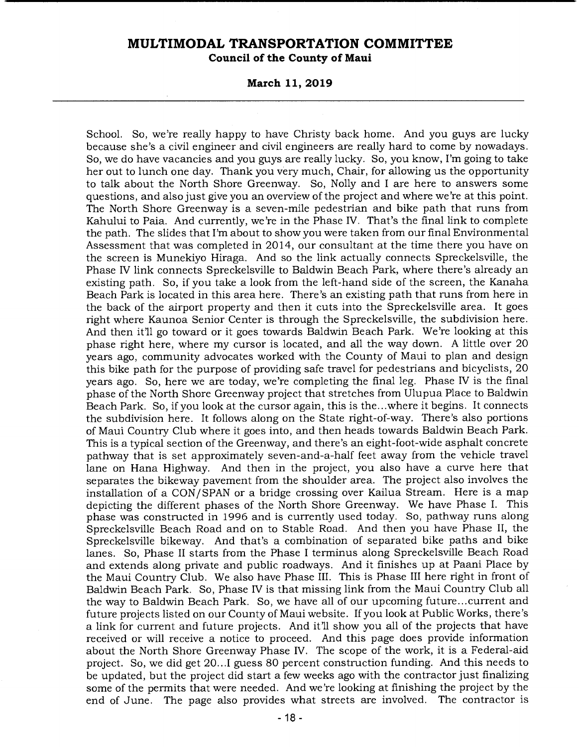School. So, we're really happy to have Christy back home. And you guys are lucky because she's a civil engineer and civil engineers are really hard to come by nowadays. So, we do have vacancies and you guys are really lucky. So, you know, I'm going to take her out to lunch one day. Thank you very much, Chair, for allowing us the opportunity to talk about the North Shore Greenway. So, Nolly and I are here to answers some questions, and also just give you an overview of the project and where we're at this point. The North Shore Greenway is a seven-mile pedestrian and bike path that runs from Kahului to Paia. And currently, we're in the Phase IV. That's the final link to complete the path. The slides that I'm about to show you were taken from our final Environmental Assessment that was completed in 2014, our consultant at the time there you have on the screen is Munekiyo Hiraga. And so the link actually connects Spreckelsville, the Phase IV link connects Spreckelsville to Baldwin Beach Park, where there's already an existing path. So, if you take a look from the left-hand side of the screen, the Kanaha Beach Park is located in this area here. There's an existing path that runs from here in the back of the airport property and then it cuts into the Spreckelsville area. It goes right where Kaunoa Senior Center is through the Spreckelsville, the subdivision here. And then it'll go toward or it goes towards Baldwin Beach Park. We're looking at this phase right here, where my cursor is located, and all the way down. A little over 20 years ago, community advocates worked with the County of Maui to plan and design this bike path for the purpose of providing safe travel for pedestrians and bicyclists, 20 years ago. So, here we are today, we're completing the final leg. Phase IV is the final phase of the North Shore Greenway project that stretches from Ulupua Place to Baldwin Beach Park. So, if you look at the cursor again, this is the...where it begins. It connects the subdivision here. It follows along on the State right-of-way. There's also portions of Maui Country Club where it goes into, and then heads towards Baldwin Beach Park. This is a typical section of the Greenway, and there's an eight-foot-wide asphalt concrete pathway that is set approximately seven-and-a-half feet away from the vehicle travel lane on Hana Highway. And then in the project, you also have a curve here that separates the bikeway pavement from the shoulder area. The project also involves the installation of a CON/SPAN or a bridge crossing over Kailua Stream. Here is a map depicting the different phases of the North Shore Greenway. We have Phase I. This phase was constructed in 1996 and is currently used today. So, pathway runs along Spreckelsville Beach Road and on to Stable Road. And then you have Phase II, the Spreckelsville bikeway. And that's a combination of separated bike paths and bike lanes. So, Phase II starts from the Phase I terminus along Spreckelsville Beach Road and extends along private and public roadways. And it finishes up at Paani Place by the Maui Country Club. We also have Phase III. This is Phase III here right in front of Baldwin Beach Park. So, Phase IV is that missing link from the Maui Country Club all the way to Baldwin Beach Park. So, we have all of our upcoming future...current and future projects listed on our County of Maui website. If you look at Public Works, there's a link for current and future projects. And it'll show you all of the projects that have received or will receive a notice to proceed. And this page does provide information about the North Shore Greenway Phase IV. The scope of the work, it is a Federal-aid project. So, we did get 20...I guess 80 percent construction funding. And this needs to be updated, but the project did start a few weeks ago with the contractor just finalizing some of the permits that were needed. And we're looking at finishing the project by the end of June. The page also provides what streets are involved. The contractor is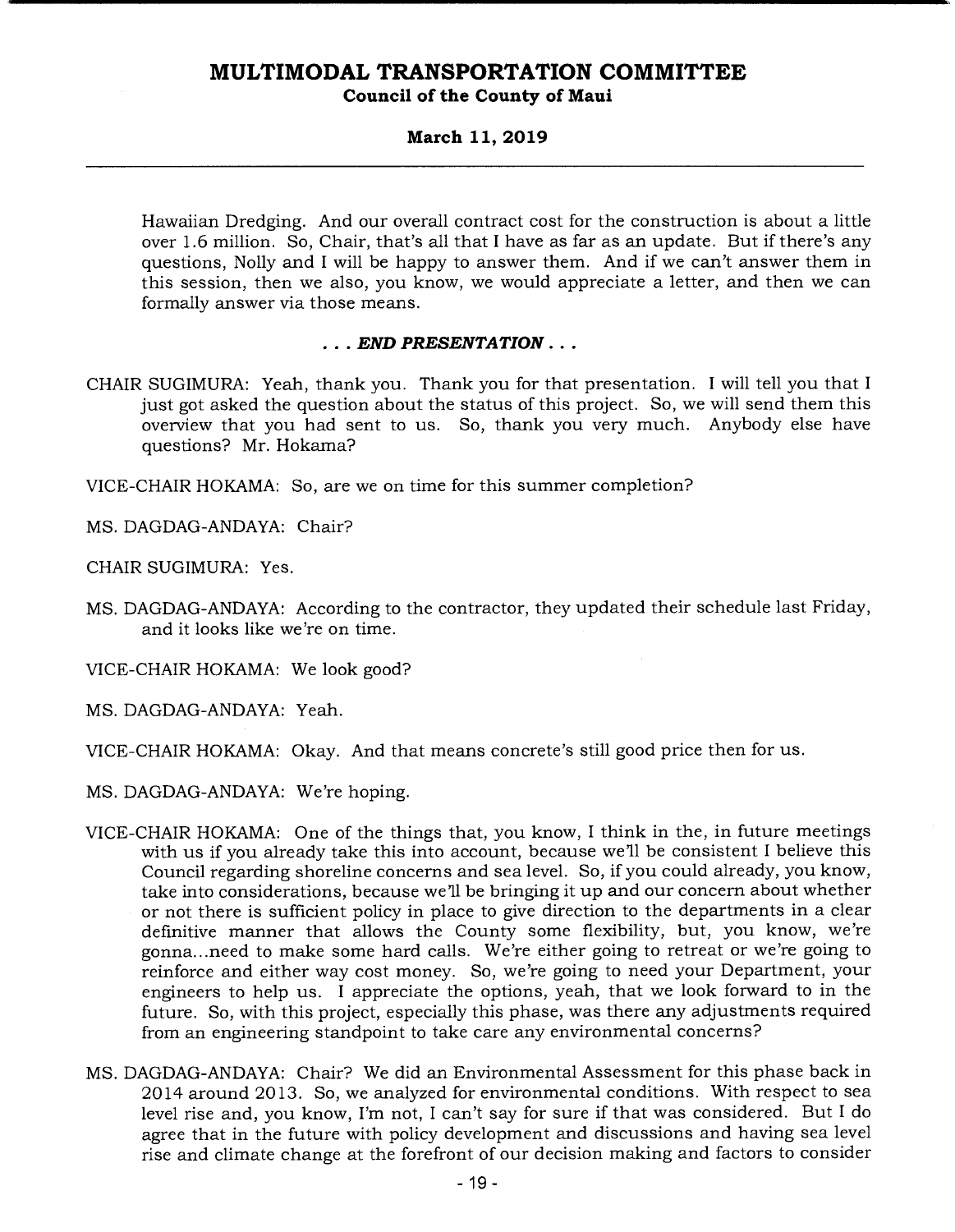Hawaiian Dredging. And our overall contract cost for the construction is about a little over 1.6 million. So, Chair, that's all that I have as far as an update. But if there's any questions, Nolly and I will be happy to answer them. And if we can't answer them in this session, then we also, you know, we would appreciate a letter, and then we can formally answer via those means.

***. . . END PRESENTATION . . .***

CHAIR SUGIMURA: Yeah, thank you. Thank you for that presentation. I will tell you that I just got asked the question about the status of this project. So, we will send them this overview that you had sent to us. So, thank you very much. Anybody else have questions? Mr. Hokama?

VICE-CHAIR HOKAMA: So, are we on time for this summer completion?

MS. DAGDAG-ANDAYA: Chair?

CHAIR SUGIMURA: Yes.

MS. DAGDAG-ANDAYA: According to the contractor, they updated their schedule last Friday, and it looks like we're on time.

VICE-CHAIR HOKAMA: We look good?

MS. DAGDAG-ANDAYA: Yeah.

VICE-CHAIR HOKAMA: Okay. And that means concrete's still good price then for us.

MS. DAGDAG-ANDAYA: We're hoping.

VICE-CHAIR HOKAMA: One of the things that, you know, I think in the, in future meetings with us if you already take this into account, because we'll be consistent I believe this Council regarding shoreline concerns and sea level. So, if you could already, you know, take into considerations, because we'll be bringing it up and our concern about whether or not there is sufficient policy in place to give direction to the departments in a clear definitive manner that allows the County some flexibility, but, you know, we're gonna...need to make some hard calls. We're either going to retreat or we're going to reinforce and either way cost money. So, we're going to need your Department, your engineers to help us. I appreciate the options, yeah, that we look forward to in the future. So, with this project, especially this phase, was there any adjustments required from an engineering standpoint to take care any environmental concerns?

MS. DAGDAG-ANDAYA: Chair? We did an Environmental Assessment for this phase back in 2014 around 2013. So, we analyzed for environmental conditions. With respect to sea level rise and, you know, I'm not, I can't say for sure if that was considered. But I do agree that in the future with policy development and discussions and having sea level rise and climate change at the forefront of our decision making and factors to consider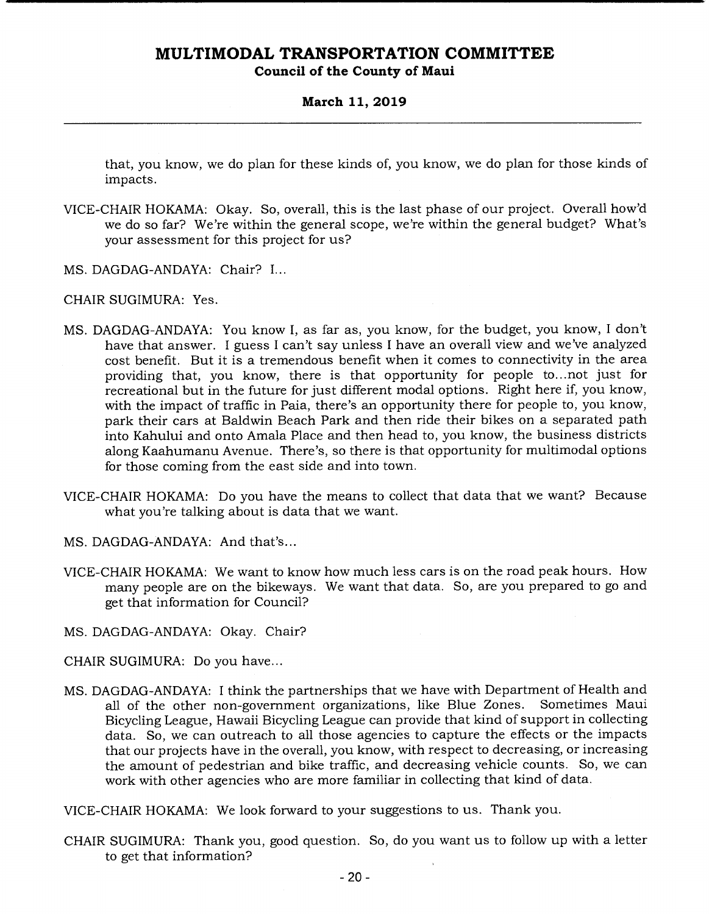that, you know, we do plan for these kinds of, you know, we do plan for those kinds of impacts.

VICE-CHAIR HOKAMA: Okay. So, overall, this is the last phase of our project. Overall how'd we do so far? We're within the general scope, we're within the general budget? What's your assessment for this project for us?

MS. DAGDAG-ANDAYA: Chair? I...

CHAIR SUGIMURA: Yes.

MS. DAGDAG-ANDAYA: You know I, as far as, you know, for the budget, you know, I don't have that answer. I guess I can't say unless I have an overall view and we've analyzed cost benefit. But it is a tremendous benefit when it comes to connectivity in the area providing that, you know, there is that opportunity for people to...not just for recreational but in the future for just different modal options. Right here if, you know, with the impact of traffic in Paia, there's an opportunity there for people to, you know, park their cars at Baldwin Beach Park and then ride their bikes on a separated path into Kahului and onto Amala Place and then head to, you know, the business districts along Kaahumanu Avenue. There's, so there is that opportunity for multimodal options for those coming from the east side and into town.

VICE-CHAIR HOKAMA: Do you have the means to collect that data that we want? Because what you're talking about is data that we want.

MS. DAGDAG-ANDAYA: And that's...

VICE-CHAIR HOKAMA: We want to know how much less cars is on the road peak hours. How many people are on the bikeways. We want that data. So, are you prepared to go and get that information for Council?

MS. DAGDAG-ANDAYA: Okay. Chair?

CHAIR SUGIMURA: Do you have...

MS. DAGDAG-ANDAYA: I think the partnerships that we have with Department of Health and all of the other non-government organizations, like Blue Zones. Sometimes Maui Bicycling League, Hawaii Bicycling League can provide that kind of support in collecting data. So, we can outreach to all those agencies to capture the effects or the impacts that our projects have in the overall, you know, with respect to decreasing, or increasing the amount of pedestrian and bike traffic, and decreasing vehicle counts. So, we can work with other agencies who are more familiar in collecting that kind of data.

VICE-CHAIR HOKAMA: We look forward to your suggestions to us. Thank you.

CHAIR SUGIMURA: Thank you, good question. So, do you want us to follow up with a letter to get that information?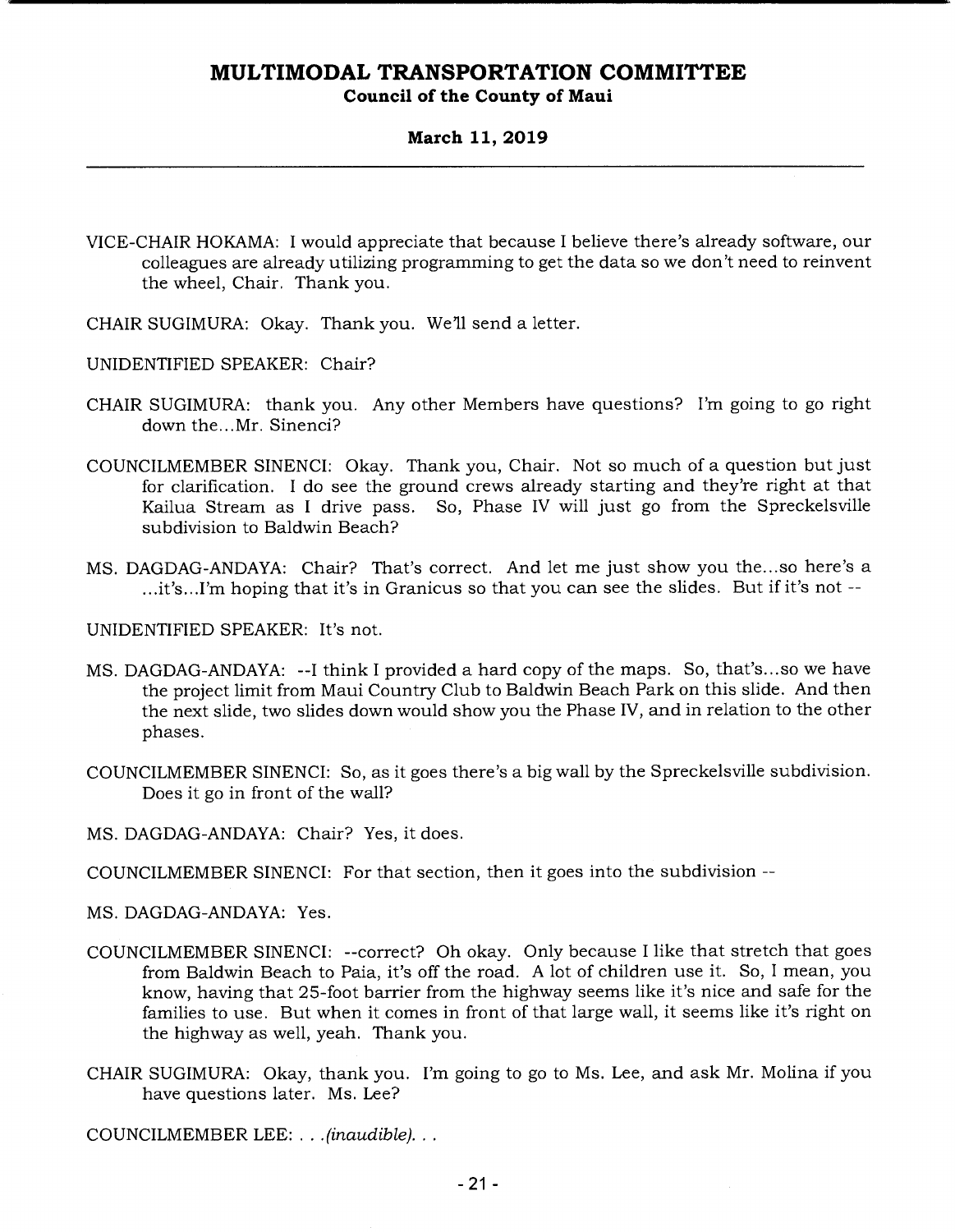VICE-CHAIR HOKAMA: I would appreciate that because I believe there's already software, our colleagues are already utilizing programming to get the data so we don't need to reinvent the wheel, Chair. Thank you.

CHAIR SUGIMURA: Okay. Thank you. We'll send a letter.

UNIDENTIFIED SPEAKER: Chair?

CHAIR SUGIMURA: thank you. Any other Members have questions? I'm going to go right down the...Mr. Sinenci?

COUNCILMEMBER SINENCI: Okay. Thank you, Chair. Not so much of a question but just for clarification. I do see the ground crews already starting and they're right at that Kailua Stream as I drive pass. So, Phase IV will just go from the Spreckelsville subdivision to Baldwin Beach?

MS. DAGDAG-ANDAYA: Chair? That's correct. And let me just show you the...so here's a ...it's...I'm hoping that it's in Granicus so that you can see the slides. But if it's not --

UNIDENTIFIED SPEAKER: It's not.

MS. DAGDAG-ANDAYA: --I think I provided a hard copy of the maps. So, that's...so we have the project limit from Maui Country Club to Baldwin Beach Park on this slide. And then the next slide, two slides down would show you the Phase IV, and in relation to the other phases.

COUNCILMEMBER SINENCI: So, as it goes there's a big wall by the Spreckelsville subdivision. Does it go in front of the wall?

MS. DAGDAG-ANDAYA: Chair? Yes, it does.

COUNCILMEMBER SINENCI: For that section, then it goes into the subdivision --

MS. DAGDAG-ANDAYA: Yes.

COUNCILMEMBER SINENCI: --correct? Oh okay. Only because I like that stretch that goes from Baldwin Beach to Paia, it's off the road. A lot of children use it. So, I mean, you know, having that 25-foot barrier from the highway seems like it's nice and safe for the families to use. But when it comes in front of that large wall, it seems like it's right on the highway as well, yeah. Thank you.

CHAIR SUGIMURA: Okay, thank you. I'm going to go to Ms. Lee, and ask Mr. Molina if you have questions later. Ms. Lee?

COUNCILMEMBER LEE: . . .*(inaudible)*. . .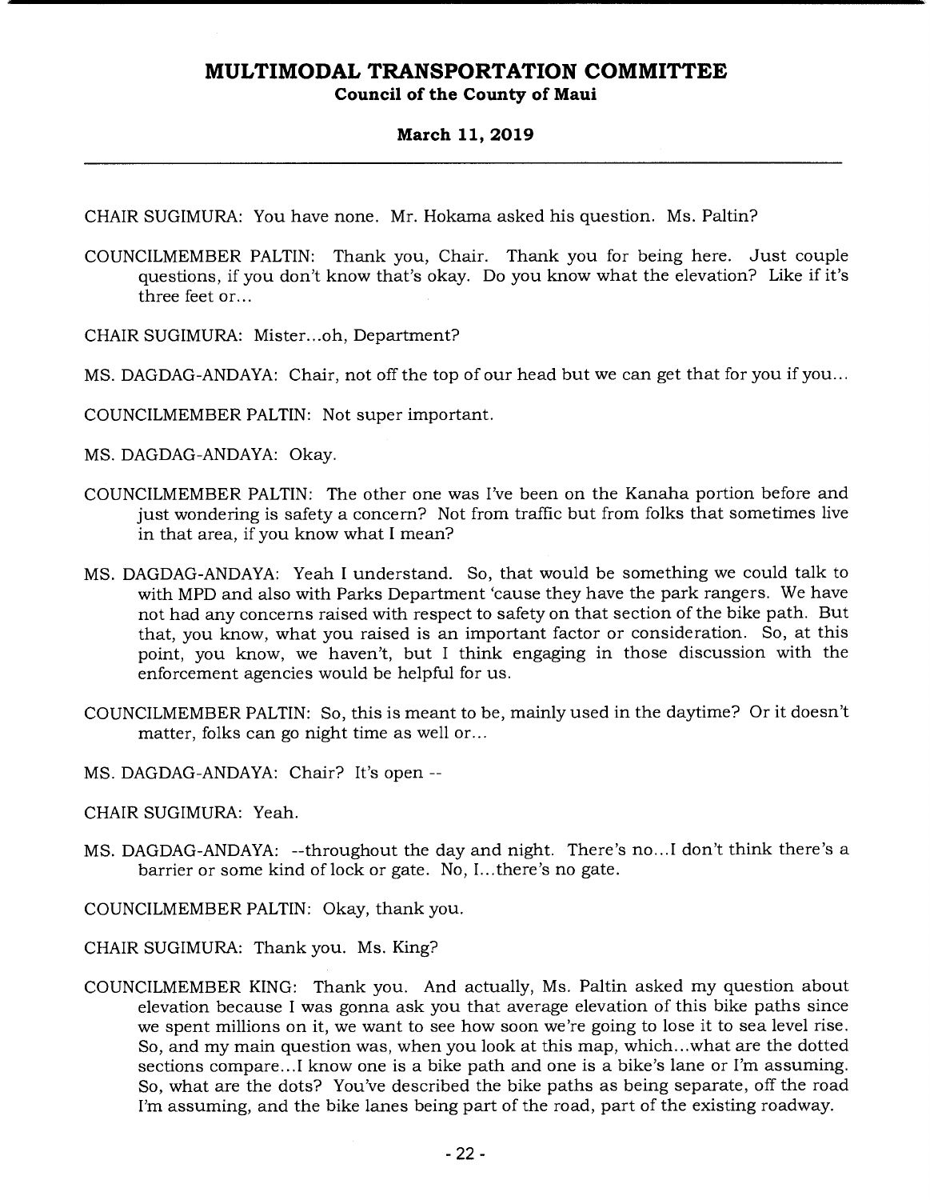CHAIR SUGIMURA: You have none. Mr. Hokama asked his question. Ms. Paltin?

COUNCILMEMBER PALTIN: Thank you, Chair. Thank you for being here. Just couple questions, if you don't know that's okay. Do you know what the elevation? Like if it's three feet or...

CHAIR SUGIMURA: Mister...oh, Department?

MS. DAGDAG-ANDAYA: Chair, not off the top of our head but we can get that for you if you...

COUNCILMEMBER PALTIN: Not super important.

MS. DAGDAG-ANDAYA: Okay.

COUNCILMEMBER PALTIN: The other one was I've been on the Kanaha portion before and just wondering is safety a concern? Not from traffic but from folks that sometimes live in that area, if you know what I mean?

MS. DAGDAG-ANDAYA: Yeah I understand. So, that would be something we could talk to with MPD and also with Parks Department 'cause they have the park rangers. We have not had any concerns raised with respect to safety on that section of the bike path. But that, you know, what you raised is an important factor or consideration. So, at this point, you know, we haven't, but I think engaging in those discussion with the enforcement agencies would be helpful for us.

COUNCILMEMBER PALTIN: So, this is meant to be, mainly used in the daytime? Or it doesn't matter, folks can go night time as well or...

MS. DAGDAG-ANDAYA: Chair? It's open --

CHAIR SUGIMURA: Yeah.

MS. DAGDAG-ANDAYA: --throughout the day and night. There's no...I don't think there's a barrier or some kind of lock or gate. No, I...there's no gate.

COUNCILMEMBER PALTIN: Okay, thank you.

CHAIR SUGIMURA: Thank you. Ms. King?

COUNCILMEMBER KING: Thank you. And actually, Ms. Paltin asked my question about elevation because I was gonna ask you that average elevation of this bike paths since we spent millions on it, we want to see how soon we're going to lose it to sea level rise. So, and my main question was, when you look at this map, which...what are the dotted sections compare...I know one is a bike path and one is a bike's lane or I'm assuming. So, what are the dots? You've described the bike paths as being separate, off the road I'm assuming, and the bike lanes being part of the road, part of the existing roadway.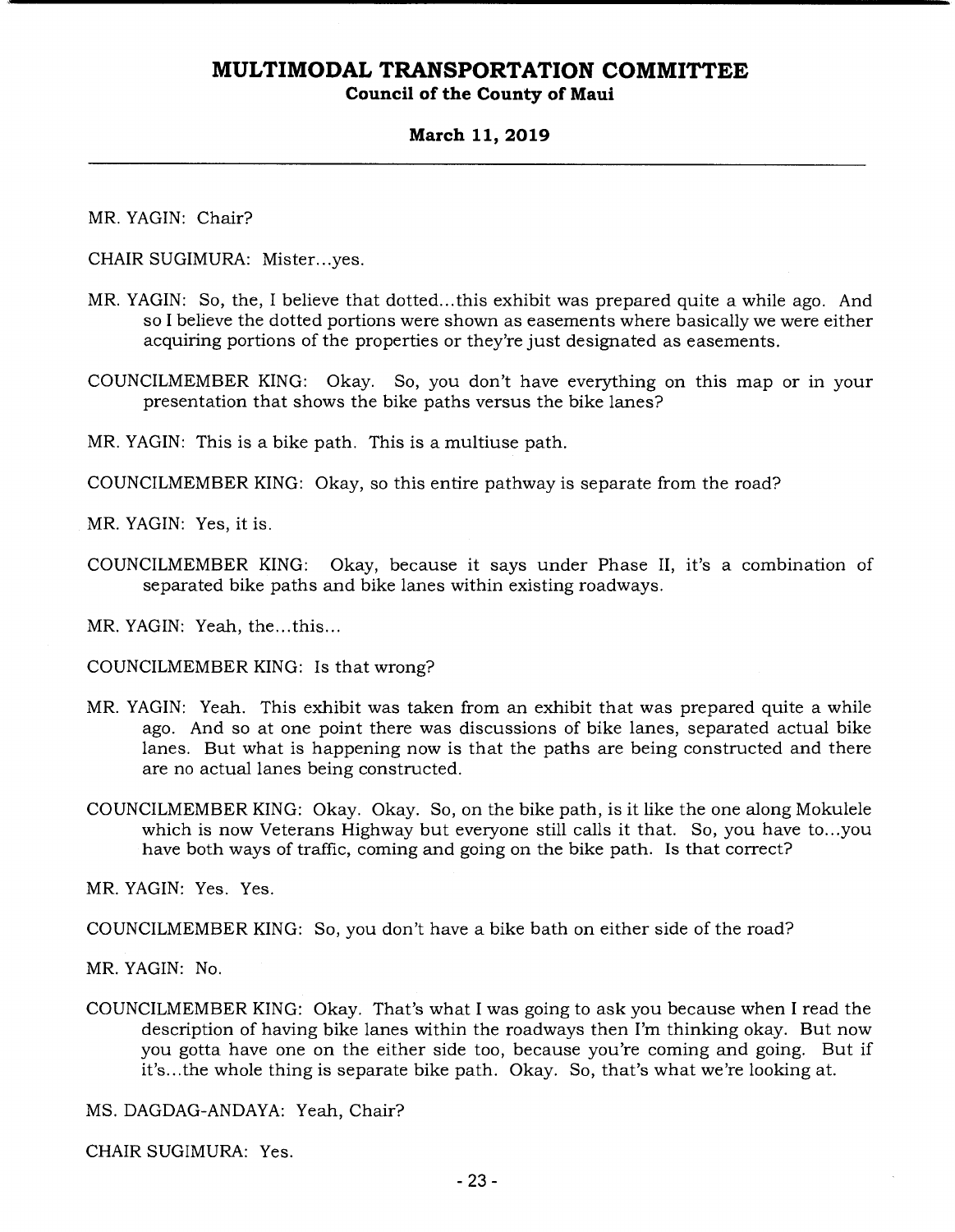MR. YAGIN: Chair?

CHAIR SUGIMURA: Mister...yes.

MR. YAGIN: So, the, I believe that dotted...this exhibit was prepared quite a while ago. And so I believe the dotted portions were shown as easements where basically we were either acquiring portions of the properties or they're just designated as easements.

COUNCILMEMBER KING: Okay. So, you don't have everything on this map or in your presentation that shows the bike paths versus the bike lanes?

MR. YAGIN: This is a bike path. This is a multiuse path.

COUNCILMEMBER KING: Okay, so this entire pathway is separate from the road?

MR. YAGIN: Yes, it is.

COUNCILMEMBER KING: Okay, because it says under Phase II, it's a combination of separated bike paths and bike lanes within existing roadways.

MR. YAGIN: Yeah, the...this...

COUNCILMEMBER KING: Is that wrong?

MR. YAGIN: Yeah. This exhibit was taken from an exhibit that was prepared quite a while ago. And so at one point there was discussions of bike lanes, separated actual bike lanes. But what is happening now is that the paths are being constructed and there are no actual lanes being constructed.

COUNCILMEMBER KING: Okay. Okay. So, on the bike path, is it like the one along Mokulele which is now Veterans Highway but everyone still calls it that. So, you have to...you have both ways of traffic, coming and going on the bike path. Is that correct?

MR. YAGIN: Yes. Yes.

COUNCILMEMBER KING: So, you don't have a bike bath on either side of the road?

MR. YAGIN: No.

COUNCILMEMBER KING: Okay. That's what I was going to ask you because when I read the description of having bike lanes within the roadways then I'm thinking okay. But now you gotta have one on the either side too, because you're coming and going. But if it's...the whole thing is separate bike path. Okay. So, that's what we're looking at.

MS. DAGDAG-ANDAYA: Yeah, Chair?

CHAIR SUGIMURA: Yes.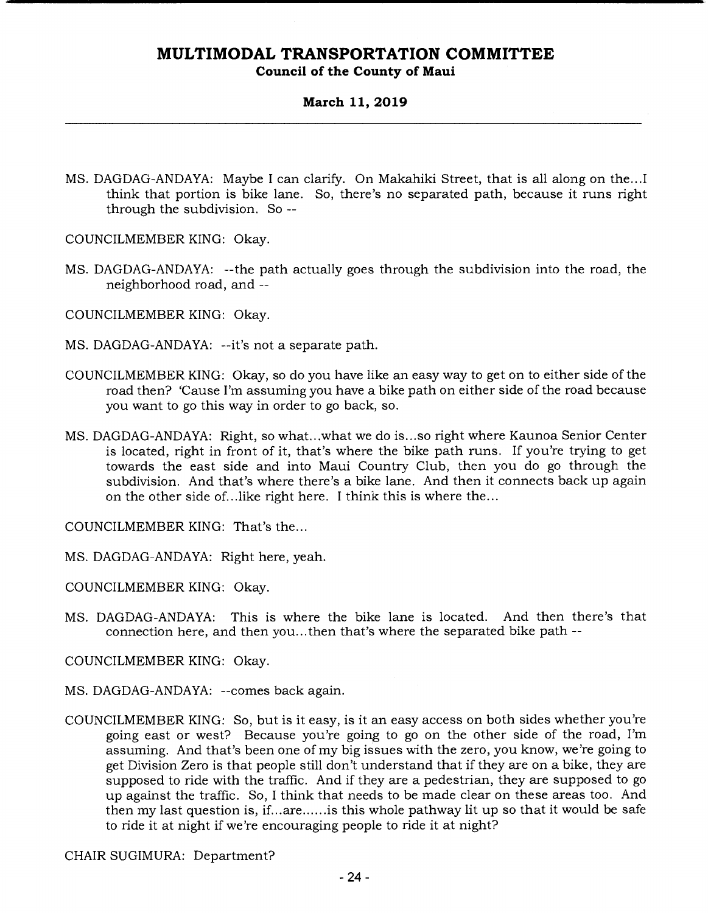MS. DAGDAG-ANDAYA: Maybe I can clarify. On Makahiki Street, that is all along on the...I think that portion is bike lane. So, there's no separated path, because it runs right through the subdivision. So --

COUNCILMEMBER KING: Okay.

MS. DAGDAG-ANDAYA: --the path actually goes through the subdivision into the road, the neighborhood road, and --

COUNCILMEMBER KING: Okay.

MS. DAGDAG-ANDAYA: --it's not a separate path.

COUNCILMEMBER KING: Okay, so do you have like an easy way to get on to either side of the road then? 'Cause I'm assuming you have a bike path on either side of the road because you want to go this way in order to go back, so.

MS. DAGDAG-ANDAYA: Right, so what...what we do is...so right where Kaunoa Senior Center is located, right in front of it, that's where the bike path runs. If you're trying to get towards the east side and into Maui Country Club, then you do go through the subdivision. And that's where there's a bike lane. And then it connects back up again on the other side of...like right here. I think this is where the...

COUNCILMEMBER KING: That's the...

MS. DAGDAG-ANDAYA: Right here, yeah.

COUNCILMEMBER KING: Okay.

MS. DAGDAG-ANDAYA: This is where the bike lane is located. And then there's that connection here, and then you...then that's where the separated bike path --

COUNCILMEMBER KING: Okay.

MS. DAGDAG-ANDAYA: --comes back again.

COUNCILMEMBER KING: So, but is it easy, is it an easy access on both sides whether you're going east or west? Because you're going to go on the other side of the road, I'm assuming. And that's been one of my big issues with the zero, you know, we're going to get Division Zero is that people still don't understand that if they are on a bike, they are supposed to ride with the traffic. And if they are a pedestrian, they are supposed to go up against the traffic. So, I think that needs to be made clear on these areas too. And then my last question is, if...are......is this whole pathway lit up so that it would be safe to ride it at night if we're encouraging people to ride it at night?

CHAIR SUGIMURA: Department?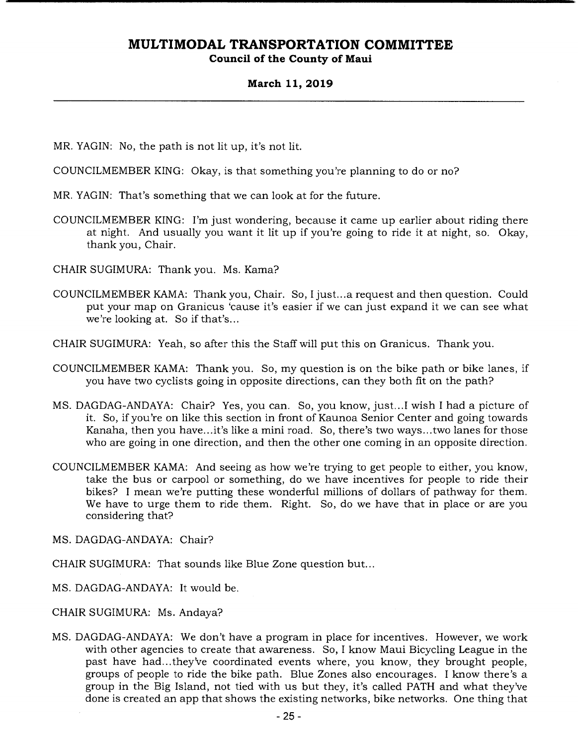MR. YAGIN: No, the path is not lit up, it's not lit.

COUNCILMEMBER KING: Okay, is that something you're planning to do or no?

MR. YAGIN: That's something that we can look at for the future.

COUNCILMEMBER KING: I'm just wondering, because it came up earlier about riding there at night. And usually you want it lit up if you're going to ride it at night, so. Okay, thank you, Chair.

CHAIR SUGIMURA: Thank you. Ms. Kama?

COUNCILMEMBER KAMA: Thank you, Chair. So, I just...a request and then question. Could put your map on Granicus 'cause it's easier if we can just expand it we can see what we're looking at. So if that's...

CHAIR SUGIMURA: Yeah, so after this the Staff will put this on Granicus. Thank you.

COUNCILMEMBER KAMA: Thank you. So, my question is on the bike path or bike lanes, if you have two cyclists going in opposite directions, can they both fit on the path?

MS. DAGDAG-ANDAYA: Chair? Yes, you can. So, you know, just...I wish I had a picture of it. So, if you're on like this section in front of Kaunoa Senior Center and going towards Kanaha, then you have...it's like a mini road. So, there's two ways...two lanes for those who are going in one direction, and then the other one coming in an opposite direction.

COUNCILMEMBER KAMA: And seeing as how we're trying to get people to either, you know, take the bus or carpool or something, do we have incentives for people to ride their bikes? I mean we're putting these wonderful millions of dollars of pathway for them. We have to urge them to ride them. Right. So, do we have that in place or are you considering that?

MS. DAGDAG-ANDAYA: Chair?

CHAIR SUGIMURA: That sounds like Blue Zone question but...

MS. DAGDAG-ANDAYA: It would be.

CHAIR SUGIMURA: Ms. Andaya?

MS. DAGDAG-ANDAYA: We don't have a program in place for incentives. However, we work with other agencies to create that awareness. So, I know Maui Bicycling League in the past have had...they've coordinated events where, you know, they brought people, groups of people to ride the bike path. Blue Zones also encourages. I know there's a group in the Big Island, not tied with us but they, it's called PATH and what they've done is created an app that shows the existing networks, bike networks. One thing that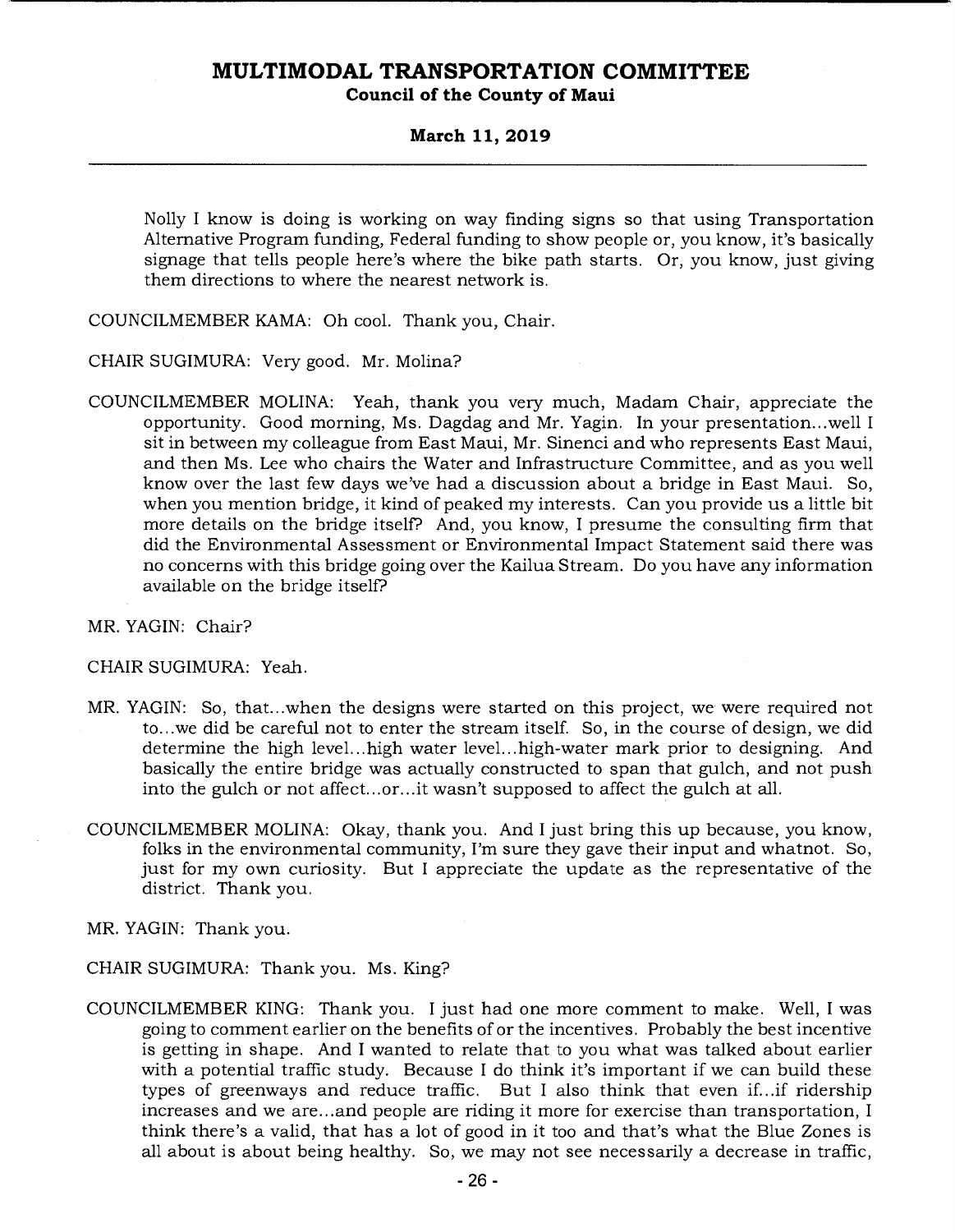Nolly I know is doing is working on way finding signs so that using Transportation Alternative Program funding, Federal funding to show people or, you know, it's basically signage that tells people here's where the bike path starts. Or, you know, just giving them directions to where the nearest network is.

COUNCILMEMBER KAMA: Oh cool. Thank you, Chair.

CHAIR SUGIMURA: Very good. Mr. Molina?

COUNCILMEMBER MOLINA: Yeah, thank you very much, Madam Chair, appreciate the opportunity. Good morning, Ms. Dagdag and Mr. Yagin. In your presentation...well I sit in between my colleague from East Maui, Mr. Sinenci and who represents East Maui, and then Ms. Lee who chairs the Water and Infrastructure Committee, and as you well know over the last few days we've had a discussion about a bridge in East Maui. So, when you mention bridge, it kind of peaked my interests. Can you provide us a little bit more details on the bridge itself? And, you know, I presume the consulting firm that did the Environmental Assessment or Environmental Impact Statement said there was no concerns with this bridge going over the Kailua Stream. Do you have any information available on the bridge itself?

MR. YAGIN: Chair?

CHAIR SUGIMURA: Yeah.

MR. YAGIN: So, that...when the designs were started on this project, we were required not to...we did be careful not to enter the stream itself. So, in the course of design, we did determine the high level...high water level...high-water mark prior to designing. And basically the entire bridge was actually constructed to span that gulch, and not push into the gulch or not affect...or...it wasn't supposed to affect the gulch at all.

COUNCILMEMBER MOLINA: Okay, thank you. And I just bring this up because, you know, folks in the environmental community, I'm sure they gave their input and whatnot. So, just for my own curiosity. But I appreciate the update as the representative of the district. Thank you.

MR. YAGIN: Thank you.

CHAIR SUGIMURA: Thank you. Ms. King?

COUNCILMEMBER KING: Thank you. I just had one more comment to make. Well, I was going to comment earlier on the benefits of or the incentives. Probably the best incentive is getting in shape. And I wanted to relate that to you what was talked about earlier with a potential traffic study. Because I do think it's important if we can build these types of greenways and reduce traffic. But I also think that even if...if ridership increases and we are...and people are riding it more for exercise than transportation, I think there's a valid, that has a lot of good in it too and that's what the Blue Zones is all about is about being healthy. So, we may not see necessarily a decrease in traffic,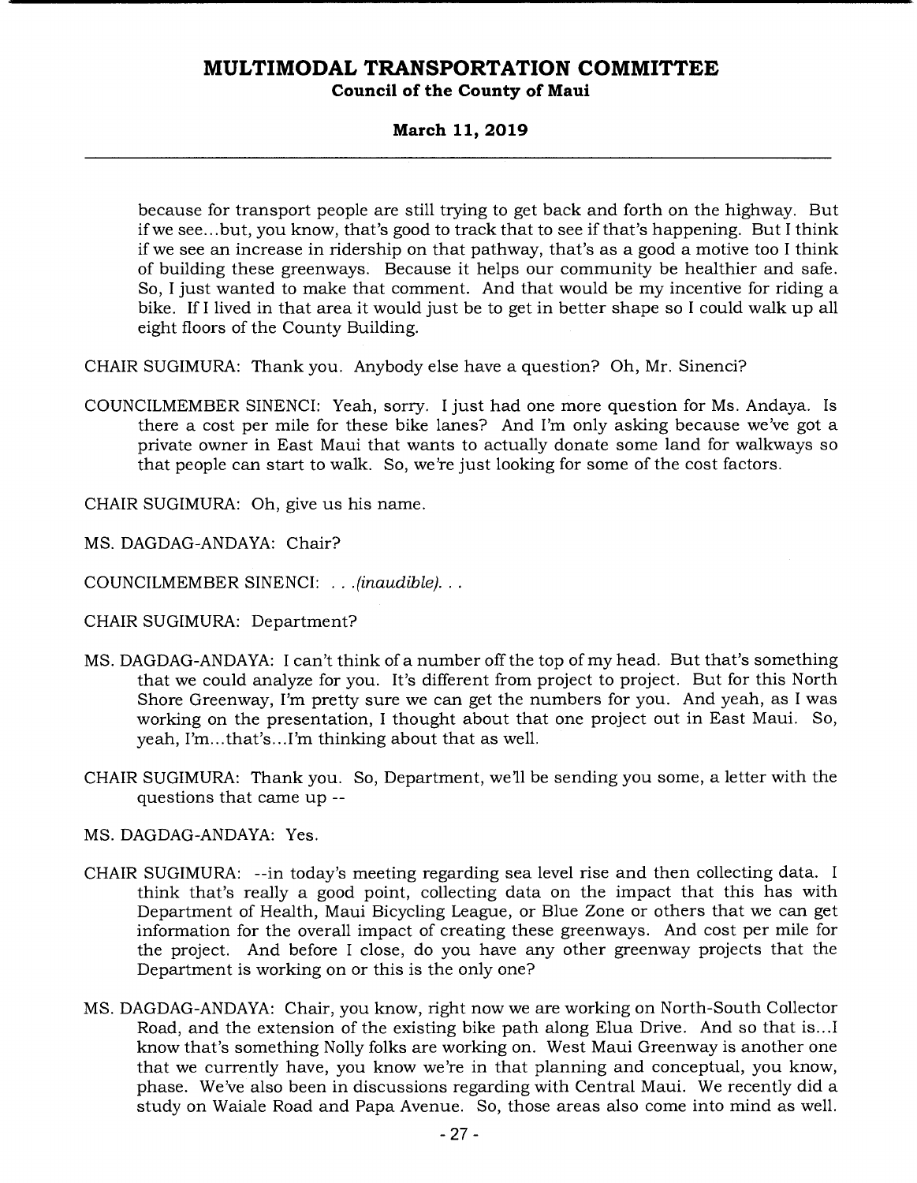because for transport people are still trying to get back and forth on the highway. But if we see...but, you know, that's good to track that to see if that's happening. But I think if we see an increase in ridership on that pathway, that's as a good a motive too I think of building these greenways. Because it helps our community be healthier and safe. So, I just wanted to make that comment. And that would be my incentive for riding a bike. If I lived in that area it would just be to get in better shape so I could walk up all eight floors of the County Building.

CHAIR SUGIMURA: Thank you. Anybody else have a question? Oh, Mr. Sinenci?

COUNCILMEMBER SINENCI: Yeah, sorry. I just had one more question for Ms. Andaya. Is there a cost per mile for these bike lanes? And I'm only asking because we've got a private owner in East Maui that wants to actually donate some land for walkways so that people can start to walk. So, we're just looking for some of the cost factors.

CHAIR SUGIMURA: Oh, give us his name.

MS. DAGDAG-ANDAYA: Chair?

COUNCILMEMBER SINENCI: . . .*(inaudible)*. . .

CHAIR SUGIMURA: Department?

MS. DAGDAG-ANDAYA: I can't think of a number off the top of my head. But that's something that we could analyze for you. It's different from project to project. But for this North Shore Greenway, I'm pretty sure we can get the numbers for you. And yeah, as I was working on the presentation, I thought about that one project out in East Maui. So, yeah, I'm...that's...I'm thinking about that as well.

CHAIR SUGIMURA: Thank you. So, Department, we'll be sending you some, a letter with the questions that came up --

MS. DAGDAG-ANDAYA: Yes.

CHAIR SUGIMURA: --in today's meeting regarding sea level rise and then collecting data. I think that's really a good point, collecting data on the impact that this has with Department of Health, Maui Bicycling League, or Blue Zone or others that we can get information for the overall impact of creating these greenways. And cost per mile for the project. And before I close, do you have any other greenway projects that the Department is working on or this is the only one?

MS. DAGDAG-ANDAYA: Chair, you know, right now we are working on North-South Collector Road, and the extension of the existing bike path along Elua Drive. And so that is...I know that's something Nolly folks are working on. West Maui Greenway is another one that we currently have, you know we're in that planning and conceptual, you know, phase. We've also been in discussions regarding with Central Maui. We recently did a study on Waiale Road and Papa Avenue. So, those areas also come into mind as well.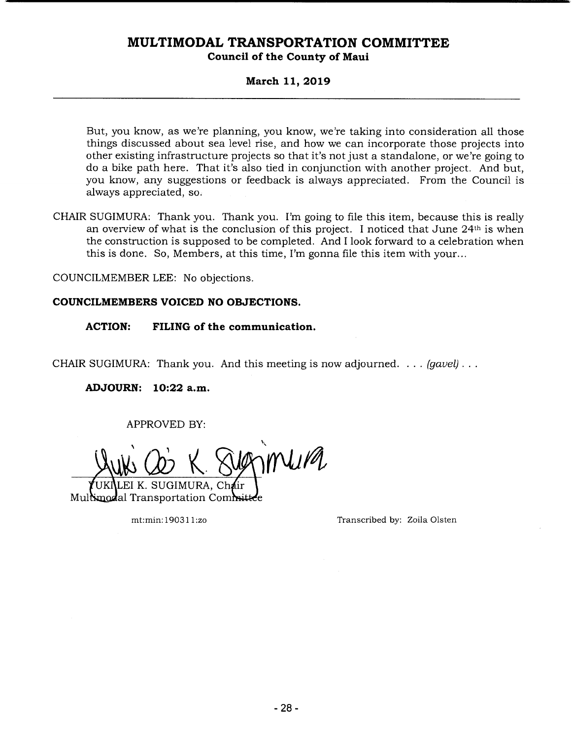But, you know, as we're planning, you know, we're taking into consideration all those things discussed about sea level rise, and how we can incorporate those projects into other existing infrastructure projects so that it's not just a standalone, or we're going to do a bike path here. That it's also tied in conjunction with another project. And but, you know, any suggestions or feedback is always appreciated. From the Council is always appreciated, so.

CHAIR SUGIMURA: Thank you. Thank you. I'm going to file this item, because this is really an overview of what is the conclusion of this project. I noticed that June 24th is when the construction is supposed to be completed. And I look forward to a celebration when this is done. So, Members, at this time, I'm gonna file this item with your...

COUNCILMEMBER LEE: No objections.

**COUNCILMEMBERS VOICED NO OBJECTIONS.**

**ACTION: FILING of the communication.**

CHAIR SUGIMURA: Thank you. And this meeting is now adjourned. . . . *(gavel)* . . .

**ADJOURN: 10:22 a.m.**

APPROVED BY:

YUKI LEI K. SUGIMURA, Chair
Multimodal Transportation Committee

mt:min:190311:zo

Transcribed by: Zoila Olsten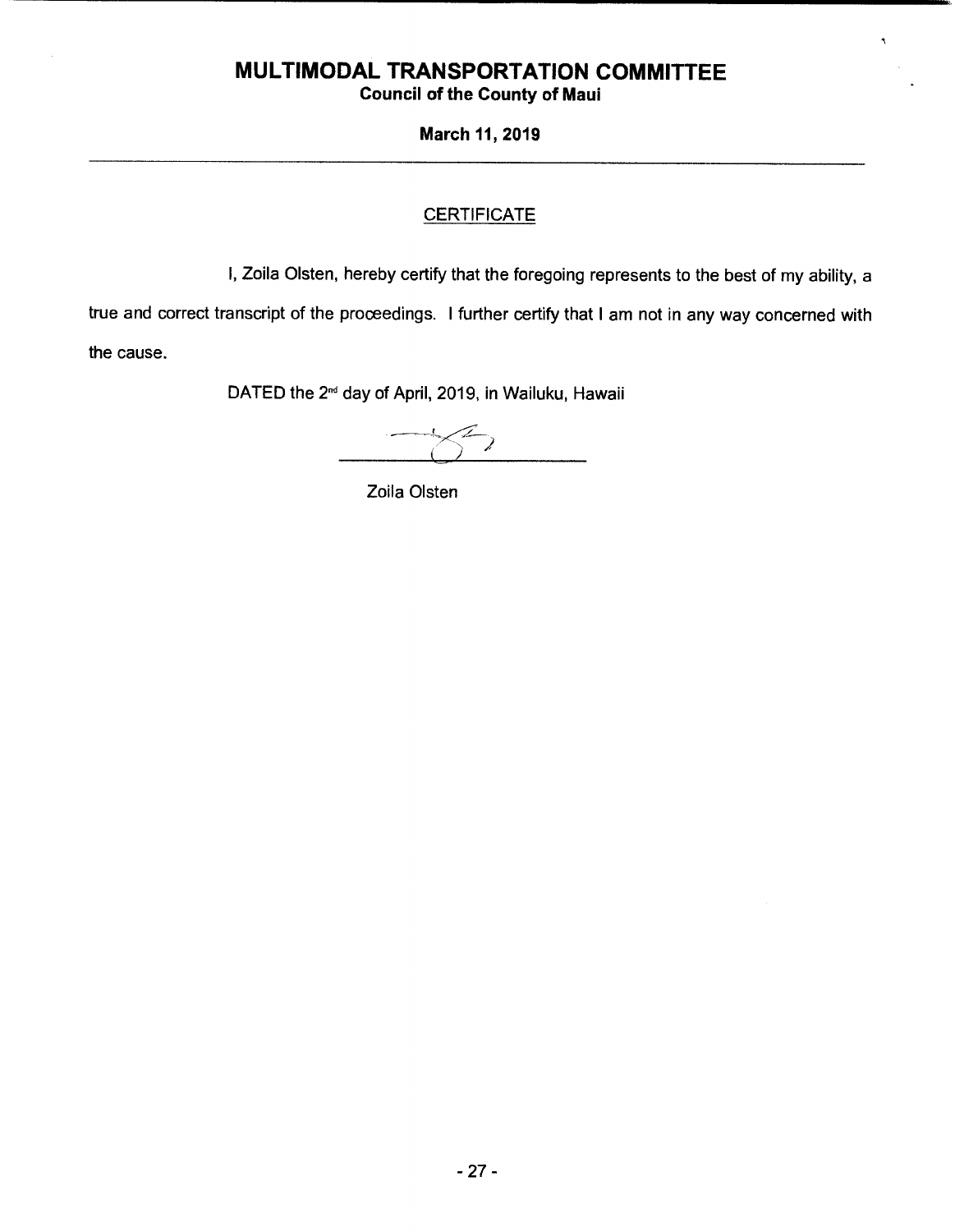# MULTIMODAL TRANSPORTATION COMMITTEE

**Council of the County of Maui**

**March 11, 2019**

---

## CERTIFICATE

I, Zoila Olsten, hereby certify that the foregoing represents to the best of my ability, a true and correct transcript of the proceedings. I further certify that I am not in any way concerned with the cause.

DATED the 2nd day of April, 2019, in Wailuku, Hawaii

Zoila Olsten